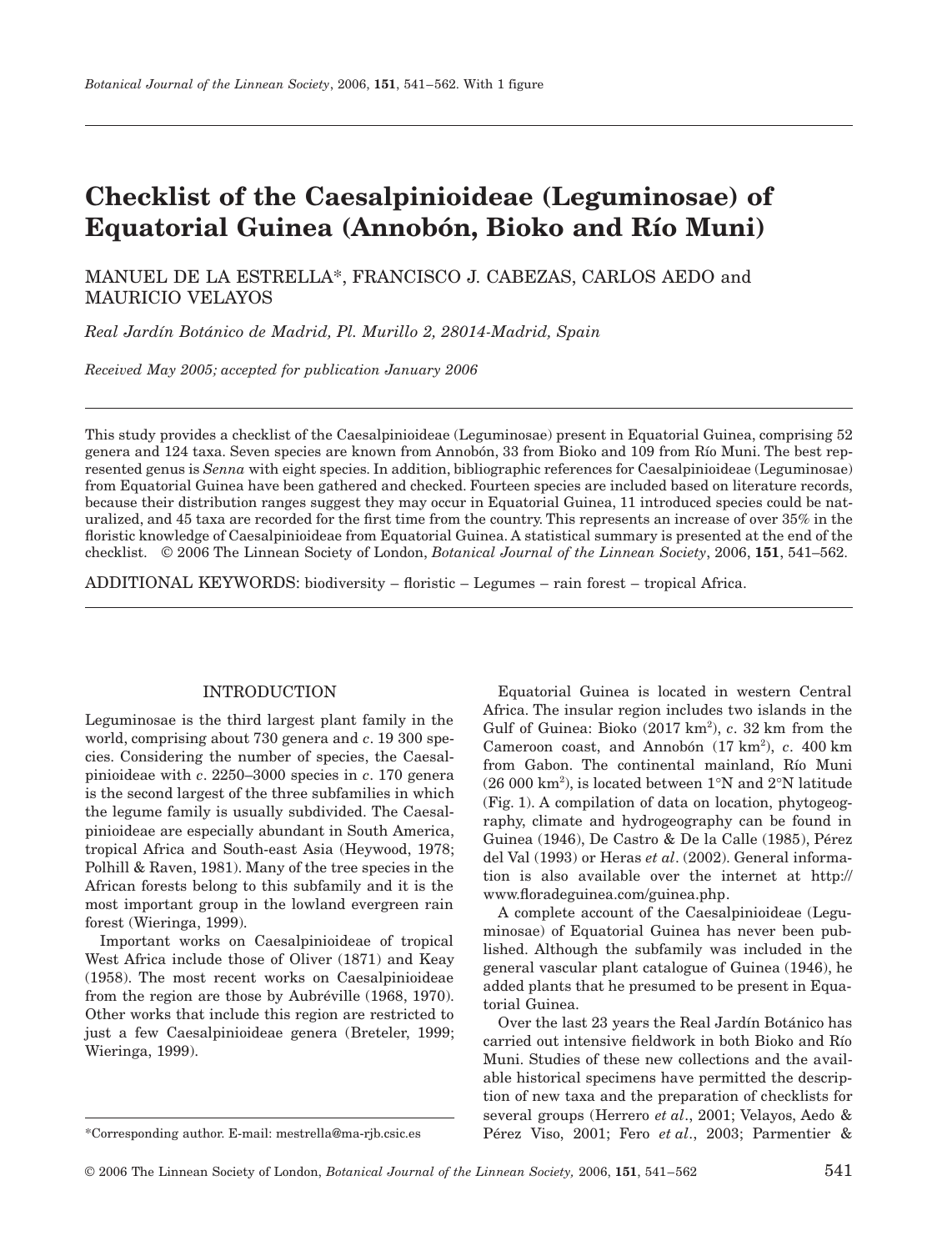# Checklist of the Caesalpinioideae (Leguminosae) of Equatorial Guinea (Annobón, Bioko and Río Muni)

MANUEL DE LA ESTRELLA*, FRANCISCO J. CABEZAS, CARLOS AEDO and MAURICIO VELAYOS

*Real Jardín Botánico de Madrid, Pl. Murillo 2, 28014-Madrid, Spain*

*Received May 2005; accepted for publication January 2006*

This study provides a checklist of the Caesalpinioideae (Leguminosae) present in Equatorial Guinea, comprising 52 genera and 124 taxa. Seven species are known from Annobón, 33 from Bioko and 109 from Río Muni. The best represented genus is *Senna* with eight species. In addition, bibliographic references for Caesalpinioideae (Leguminosae) from Equatorial Guinea have been gathered and checked. Fourteen species are included based on literature records, because their distribution ranges suggest they may occur in Equatorial Guinea, 11 introduced species could be naturalized, and 45 taxa are recorded for the first time from the country. This represents an increase of over 35% in the floristic knowledge of Caesalpinioideae from Equatorial Guinea. A statistical summary is presented at the end of the checklist. © 2006 The Linnean Society of London, *Botanical Journal of the Linnean Society*, 2006, **151**, 541–562.

ADDITIONAL KEYWORDS: biodiversity – floristic – Legumes – rain forest – tropical Africa.

## INTRODUCTION

Leguminosae is the third largest plant family in the world, comprising about 730 genera and *c*. 19 300 species. Considering the number of species, the Caesalpinioideae with *c*. 2250–3000 species in *c*. 170 genera is the second largest of the three subfamilies in which the legume family is usually subdivided. The Caesalpinioideae are especially abundant in South America, tropical Africa and South-east Asia (Heywood, 1978; Polhill & Raven, 1981). Many of the tree species in the African forests belong to this subfamily and it is the most important group in the lowland evergreen rain forest (Wieringa, 1999).

Important works on Caesalpinioideae of tropical West Africa include those of Oliver (1871) and Keay (1958). The most recent works on Caesalpinioideae from the region are those by Aubréville (1968, 1970). Other works that include this region are restricted to just a few Caesalpinioideae genera (Breteler, 1999; Wieringa, 1999).

Equatorial Guinea is located in western Central Africa. The insular region includes two islands in the Gulf of Guinea: Bioko (2017 km$^2$), *c*. 32 km from the Cameroon coast, and Annobón (17 km$^2$), *c*. 400 km from Gabon. The continental mainland, Río Muni (26 000 km$^2$), is located between 1°N and 2°N latitude (Fig. 1). A compilation of data on location, phytogeography, climate and hydrogeography can be found in Guinea (1946), De Castro & De la Calle (1985), Pérez del Val (1993) or Heras *et al*. (2002). General information is also available over the internet at http://www.floradeguinea.com/guinea.php.

A complete account of the Caesalpinioideae (Leguminosae) of Equatorial Guinea has never been published. Although the subfamily was included in the general vascular plant catalogue of Guinea (1946), he added plants that he presumed to be present in Equatorial Guinea.

Over the last 23 years the Real Jardín Botánico has carried out intensive fieldwork in both Bioko and Río Muni. Studies of these new collections and the available historical specimens have permitted the description of new taxa and the preparation of checklists for several groups (Herrero *et al*., 2001; Velayos, Aedo & Pérez Viso, 2001; Fero *et al*., 2003; Parmentier &

*Corresponding author. E-mail: mestrella@ma-rjb.csic.es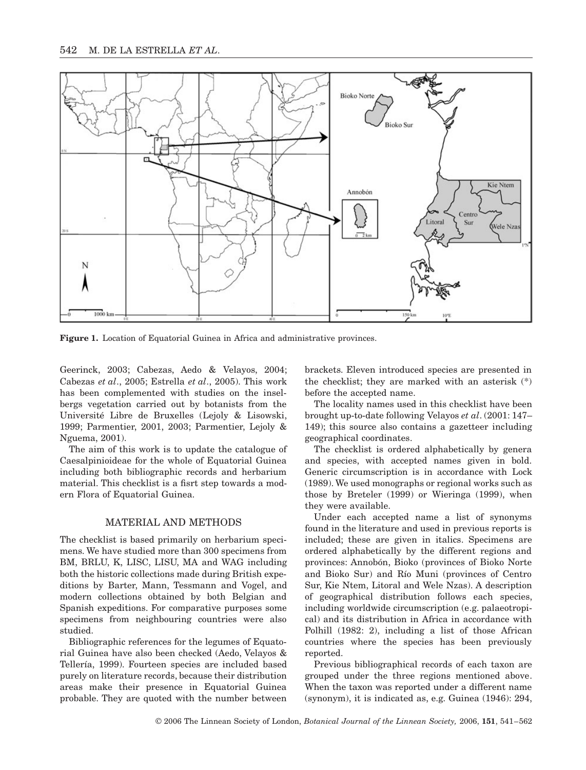Figure 1. Location of Equatorial Guinea in Africa and administrative provinces.

Geerinck, 2003; Cabezas, Aedo & Velayos, 2004; Cabezas *et al*., 2005; Estrella *et al*., 2005). This work has been complemented with studies on the inselbergs vegetation carried out by botanists from the Université Libre de Bruxelles (Lejoly & Lisowski, 1999; Parmentier, 2001, 2003; Parmentier, Lejoly & Nguema, 2001).

The aim of this work is to update the catalogue of Caesalpinioideae for the whole of Equatorial Guinea including both bibliographic records and herbarium material. This checklist is a fisrt step towards a modern Flora of Equatorial Guinea.

## MATERIAL AND METHODS

The checklist is based primarily on herbarium specimens. We have studied more than 300 specimens from BM, BRLU, K, LISC, LISU, MA and WAG including both the historic collections made during British expeditions by Barter, Mann, Tessmann and Vogel, and modern collections obtained by both Belgian and Spanish expeditions. For comparative purposes some specimens from neighbouring countries were also studied.

Bibliographic references for the legumes of Equatorial Guinea have also been checked (Aedo, Velayos & Tellería, 1999). Fourteen species are included based purely on literature records, because their distribution areas make their presence in Equatorial Guinea probable. They are quoted with the number between brackets. Eleven introduced species are presented in the checklist; they are marked with an asterisk (*) before the accepted name.

The locality names used in this checklist have been brought up-to-date following Velayos *et al*. (2001: 147–149); this source also contains a gazetteer including geographical coordinates.

The checklist is ordered alphabetically by genera and species, with accepted names given in bold. Generic circumscription is in accordance with Lock (1989). We used monographs or regional works such as those by Breteler (1999) or Wieringa (1999), when they were available.

Under each accepted name a list of synonyms found in the literature and used in previous reports is included; these are given in italics. Specimens are ordered alphabetically by the different regions and provinces: Annobón, Bioko (provinces of Bioko Norte and Bioko Sur) and Río Muni (provinces of Centro Sur, Kie Ntem, Litoral and Wele Nzas). A description of geographical distribution follows each species, including worldwide circumscription (e.g. palaeotropical) and its distribution in Africa in accordance with Polhill (1982: 2), including a list of those African countries where the species has been previously reported.

Previous bibliographical records of each taxon are grouped under the three regions mentioned above. When the taxon was reported under a different name (synonym), it is indicated as, e.g. Guinea (1946): 294,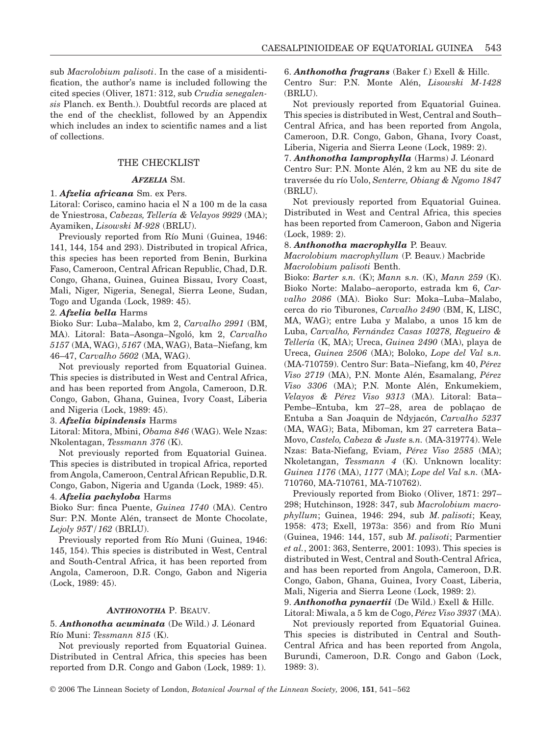sub *Macrolobium palisoti*. In the case of a misidentification, the author's name is included following the cited species (Oliver, 1871: 312, sub *Crudia senegalensis* Planch. ex Benth.). Doubtful records are placed at the end of the checklist, followed by an Appendix which includes an index to scientific names and a list of collections.

## THE CHECKLIST

### *AFZELIA* SM.

1. ***Afzelia africana*** Sm. ex Pers.
Litoral: Corisco, camino hacia el N a 100 m de la casa de Yniestrosa, *Cabezas, Tellería & Velayos 9929* (MA); Ayamiken, *Lisowski M-928* (BRLU).

Previously reported from Río Muni (Guinea, 1946: 141, 144, 154 and 293). Distributed in tropical Africa, this species has been reported from Benin, Burkina Faso, Cameroon, Central African Republic, Chad, D.R. Congo, Ghana, Guinea, Guinea Bissau, Ivory Coast, Mali, Niger, Nigeria, Senegal, Sierra Leone, Sudan, Togo and Uganda (Lock, 1989: 45).

2. ***Afzelia bella*** Harms
Bioko Sur: Luba–Malabo, km 2, *Carvalho 2991* (BM, MA). Litoral: Bata–Asonga–Ngoló, km 2, *Carvalho 5157* (MA, WAG), *5167* (MA, WAG), Bata–Niefang, km 46–47, *Carvalho 5602* (MA, WAG).

Not previously reported from Equatorial Guinea. This species is distributed in West and Central Africa, and has been reported from Angola, Cameroon, D.R. Congo, Gabon, Ghana, Guinea, Ivory Coast, Liberia and Nigeria (Lock, 1989: 45).

3. ***Afzelia bipindensis*** Harms
Litoral: Mitora, Mbini, *Obama 846* (WAG). Wele Nzas: Nkolentagan, *Tessmann 376* (K).

Not previously reported from Equatorial Guinea. This species is distributed in tropical Africa, reported from Angola, Cameroon, Central African Republic, D.R. Congo, Gabon, Nigeria and Uganda (Lock, 1989: 45).

4. ***Afzelia pachyloba*** Harms
Bioko Sur: finca Puente, *Guinea 1740* (MA). Centro Sur: P.N. Monte Alén, transect de Monte Chocolate, *Lejoly 95T/162* (BRLU).

Previously reported from Río Muni (Guinea, 1946: 145, 154). This species is distributed in West, Central and South-Central Africa, it has been reported from Angola, Cameroon, D.R. Congo, Gabon and Nigeria (Lock, 1989: 45).

### *ANTHONOTHA* P. BEAUV.

5. ***Anthonotha acuminata*** (De Wild.) J. Léonard
Río Muni: *Tessmann 815* (K).

Not previously reported from Equatorial Guinea. Distributed in Central Africa, this species has been reported from D.R. Congo and Gabon (Lock, 1989: 1).

6. ***Anthonotha fragrans*** (Baker f.) Exell & Hillc.
Centro Sur: P.N. Monte Alén, *Lisowski M-1428* (BRLU).

Not previously reported from Equatorial Guinea. This species is distributed in West, Central and South–Central Africa, and has been reported from Angola, Cameroon, D.R. Congo, Gabon, Ghana, Ivory Coast, Liberia, Nigeria and Sierra Leone (Lock, 1989: 2).

7. ***Anthonotha lamprophylla*** (Harms) J. Léonard
Centro Sur: P.N. Monte Alén, 2 km au NE du site de traversée du río Uolo, *Senterre, Obiang & Ngomo 1847* (BRLU).

Not previously reported from Equatorial Guinea. Distributed in West and Central Africa, this species has been reported from Cameroon, Gabon and Nigeria (Lock, 1989: 2).

8. ***Anthonotha macrophylla*** P. Beauv.
*Macrolobium macrophyllum* (P. Beauv.) Macbride
*Macrolobium palisoti* Benth.

Bioko: *Barter s.n.* (K); *Mann s.n.* (K), *Mann 259* (K). Bioko Norte: Malabo–aeroporto, estrada km 6, *Carvalho 2086* (MA). Bioko Sur: Moka–Luba–Malabo, cerca do rio Tiburones, *Carvalho 2490* (BM, K, LISC, MA, WAG); entre Luba y Malabo, a unos 15 km de Luba, *Carvalho, Fernández Casas 10278, Regueiro & Tellería* (K, MA); Ureca, *Guinea 2490* (MA), playa de Ureca, *Guinea 2506* (MA); Boloko, *Lope del Val s.n.* (MA-710759). Centro Sur: Bata–Niefang, km 40, *Pérez Viso 2719* (MA), P.N. Monte Alén, Esamalang, *Pérez Viso 3306* (MA); P.N. Monte Alén, Enkumekiem, *Velayos & Pérez Viso 9313* (MA). Litoral: Bata–Pembe–Entuba, km 27–28, area de poblaçao de Entuba a San Joaquin de Ndyjacón, *Carvalho 5237* (MA, WAG); Bata, Miboman, km 27 carretera Bata–Movo, *Castelo, Cabeza & Juste s.n.* (MA-319774). Wele Nzas: Bata-Niefang, Eviam, *Pérez Viso 2585* (MA); Nkoletangan, *Tessmann 4* (K). Unknown locality: *Guinea 1176* (MA), *1177* (MA); *Lope del Val s.n.* (MA-710760, MA-710761, MA-710762).

Previously reported from Bioko (Oliver, 1871: 297–298; Hutchinson, 1928: 347, sub *Macrolobium macrophyllum*; Guinea, 1946: 294, sub *M. palisoti*; Keay, 1958: 473; Exell, 1973a: 356) and from Río Muni (Guinea, 1946: 144, 157, sub *M. palisoti*; Parmentier *et al.*, 2001: 363, Senterre, 2001: 1093). This species is distributed in West, Central and South-Central Africa, and has been reported from Angola, Cameroon, D.R. Congo, Gabon, Ghana, Guinea, Ivory Coast, Liberia, Mali, Nigeria and Sierra Leone (Lock, 1989: 2).

9. ***Anthonotha pynaertii*** (De Wild.) Exell & Hillc.
Litoral: Miwala, a 5 km de Cogo, *Pérez Viso 3937* (MA).

Not previously reported from Equatorial Guinea. This species is distributed in Central and South-Central Africa and has been reported from Angola, Burundi, Cameroon, D.R. Congo and Gabon (Lock, 1989: 3).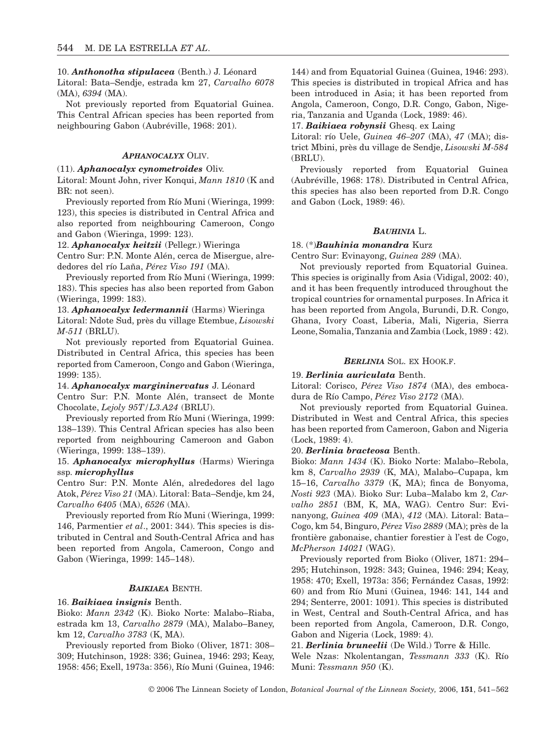10. ***Anthonotha stipulacea*** (Benth.) J. Léonard

Litoral: Bata–Sendje, estrada km 27, *Carvalho 6078* (MA), *6394* (MA).

Not previously reported from Equatorial Guinea. This Central African species has been reported from neighbouring Gabon (Aubréville, 1968: 201).

### *APHANOCALYX* OLIV.

(11). ***Aphanocalyx cynometroides*** Oliv.

Litoral: Mount John, river Konqui, *Mann 1810* (K and BR: not seen).

Previously reported from Río Muni (Wieringa, 1999: 123), this species is distributed in Central Africa and also reported from neighbouring Cameroon, Congo and Gabon (Wieringa, 1999: 123).

12. ***Aphanocalyx heitzii*** (Pellegr.) Wieringa

Centro Sur: P.N. Monte Alén, cerca de Misergue, alrededores del río Laña, *Pérez Viso 191* (MA).

Previously reported from Río Muni (Wieringa, 1999: 183). This species has also been reported from Gabon (Wieringa, 1999: 183).

13. ***Aphanocalyx ledermannii*** (Harms) Wieringa

Litoral: Ndote Sud, près du village Etembue, *Lisowski M-511* (BRLU).

Not previously reported from Equatorial Guinea. Distributed in Central Africa, this species has been reported from Cameroon, Congo and Gabon (Wieringa, 1999: 135).

14. ***Aphanocalyx margininervatus*** J. Léonard

Centro Sur: P.N. Monte Alén, transect de Monte Chocolate, *Lejoly 95T/L3.A24* (BRLU).

Previously reported from Río Muni (Wieringa, 1999: 138–139). This Central African species has also been reported from neighbouring Cameroon and Gabon (Wieringa, 1999: 138–139).

15. ***Aphanocalyx microphyllus*** (Harms) Wieringa ssp. ***microphyllus***

Centro Sur: P.N. Monte Alén, alrededores del lago Atok, *Pérez Viso 21* (MA). Litoral: Bata–Sendje, km 24, *Carvalho 6405* (MA), *6526* (MA).

Previously reported from Río Muni (Wieringa, 1999: 146, Parmentier *et al*., 2001: 344). This species is distributed in Central and South-Central Africa and has been reported from Angola, Cameroon, Congo and Gabon (Wieringa, 1999: 145–148).

### *BAIKIAEA* BENTH.

16. ***Baikiaea insignis*** Benth.

Bioko: *Mann 2342* (K). Bioko Norte: Malabo–Riaba, estrada km 13, *Carvalho 2879* (MA), Malabo–Baney, km 12, *Carvalho 3783* (K, MA).

Previously reported from Bioko (Oliver, 1871: 308–309; Hutchinson, 1928: 336; Guinea, 1946: 293; Keay, 1958: 456; Exell, 1973a: 356), Río Muni (Guinea, 1946: 144) and from Equatorial Guinea (Guinea, 1946: 293). This species is distributed in tropical Africa and has been introduced in Asia; it has been reported from Angola, Cameroon, Congo, D.R. Congo, Gabon, Nigeria, Tanzania and Uganda (Lock, 1989: 46).

17. ***Baikiaea robynsii*** Ghesq. ex Laing

Litoral: río Uele, *Guinea 46–207* (MA), *47* (MA); district Mbini, près du village de Sendje, *Lisowski M-584* (BRLU).

Previously reported from Equatorial Guinea (Aubréville, 1968: 178). Distributed in Central Africa, this species has also been reported from D.R. Congo and Gabon (Lock, 1989: 46).

### *BAUHINIA* L.

18. (*)***Bauhinia monandra*** Kurz

Centro Sur: Evinayong, *Guinea 289* (MA).

Not previously reported from Equatorial Guinea. This species is originally from Asia (Vidigal, 2002: 40), and it has been frequently introduced throughout the tropical countries for ornamental purposes. In Africa it has been reported from Angola, Burundi, D.R. Congo, Ghana, Ivory Coast, Liberia, Mali, Nigeria, Sierra Leone, Somalia, Tanzania and Zambia (Lock, 1989 : 42).

### *BERLINIA* SOL. EX HOOK.F.

19. ***Berlinia auriculata*** Benth.

Litoral: Corisco, *Pérez Viso 1874* (MA), des embocadura de Río Campo, *Pérez Viso 2172* (MA).

Not previously reported from Equatorial Guinea. Distributed in West and Central Africa, this species has been reported from Cameroon, Gabon and Nigeria (Lock, 1989: 4).

20. ***Berlinia bracteosa*** Benth.

Bioko: *Mann 1434* (K). Bioko Norte: Malabo–Rebola, km 8, *Carvalho 2939* (K, MA), Malabo–Cupapa, km 15–16, *Carvalho 3379* (K, MA); finca de Bonyoma, *Nosti 923* (MA). Bioko Sur: Luba–Malabo km 2, *Carvalho 2851* (BM, K, MA, WAG). Centro Sur: Evinanyong, *Guinea 409* (MA), *412* (MA). Litoral: Bata–Cogo, km 54, Binguro, *Pérez Viso 2889* (MA); près de la frontière gabonaise, chantier forestier à l'est de Cogo, *McPherson 14021* (WAG).

Previously reported from Bioko (Oliver, 1871: 294–295; Hutchinson, 1928: 343; Guinea, 1946: 294; Keay, 1958: 470; Exell, 1973a: 356; Fernández Casas, 1992: 60) and from Río Muni (Guinea, 1946: 141, 144 and 294; Senterre, 2001: 1091). This species is distributed in West, Central and South-Central Africa, and has been reported from Angola, Cameroon, D.R. Congo, Gabon and Nigeria (Lock, 1989: 4).

21. ***Berlinia bruneelii*** (De Wild.) Torre & Hillc.

Wele Nzas: Nkolentangan, *Tessmann 333* (K). Río Muni: *Tessmann 950* (K).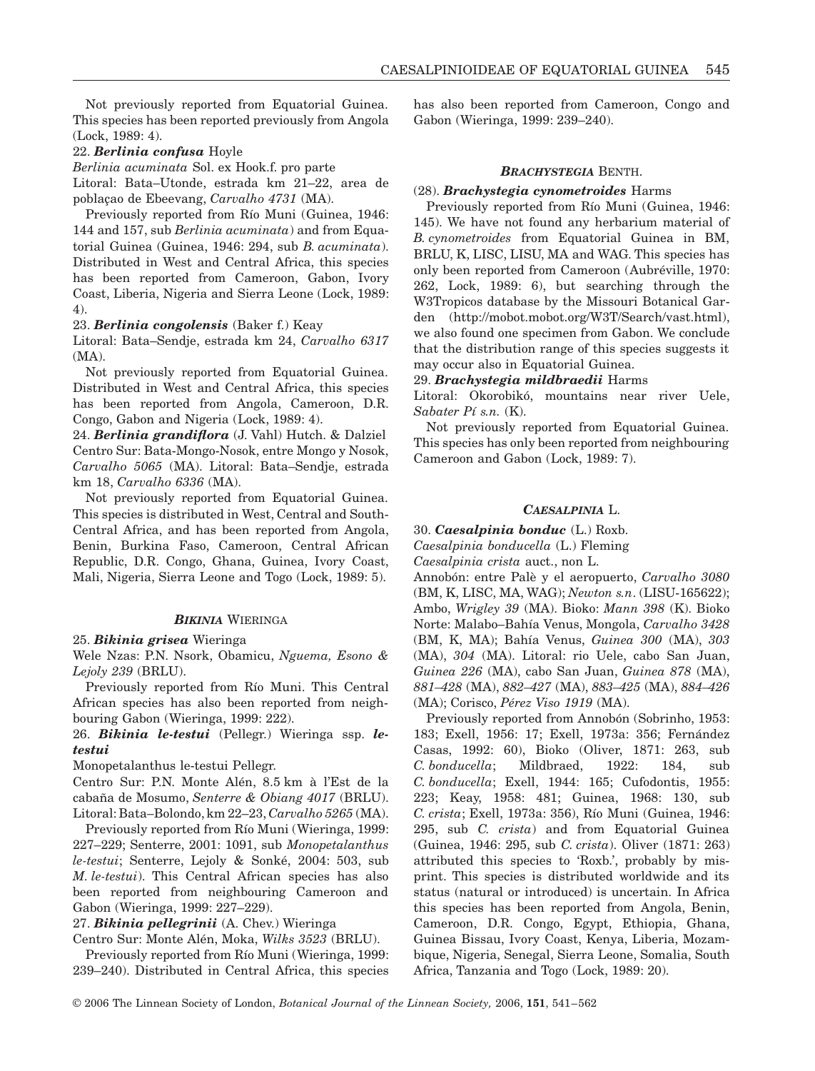Not previously reported from Equatorial Guinea. This species has been reported previously from Angola (Lock, 1989: 4).

22. ***Berlinia confusa*** Hoyle

*Berlinia acuminata* Sol. ex Hook.f. pro parte

Litoral: Bata–Utonde, estrada km 21–22, area de poblaçao de Ebeevang, *Carvalho 4731* (MA).

Previously reported from Río Muni (Guinea, 1946: 144 and 157, sub *Berlinia acuminata*) and from Equatorial Guinea (Guinea, 1946: 294, sub *B. acuminata*). Distributed in West and Central Africa, this species has been reported from Cameroon, Gabon, Ivory Coast, Liberia, Nigeria and Sierra Leone (Lock, 1989: 4).

23. ***Berlinia congolensis*** (Baker f.) Keay

Litoral: Bata–Sendje, estrada km 24, *Carvalho 6317* (MA).

Not previously reported from Equatorial Guinea. Distributed in West and Central Africa, this species has been reported from Angola, Cameroon, D.R. Congo, Gabon and Nigeria (Lock, 1989: 4).

24. ***Berlinia grandiflora*** (J. Vahl) Hutch. & Dalziel

Centro Sur: Bata-Mongo-Nosok, entre Mongo y Nosok, *Carvalho 5065* (MA). Litoral: Bata–Sendje, estrada km 18, *Carvalho 6336* (MA).

Not previously reported from Equatorial Guinea. This species is distributed in West, Central and South-Central Africa, and has been reported from Angola, Benin, Burkina Faso, Cameroon, Central African Republic, D.R. Congo, Ghana, Guinea, Ivory Coast, Mali, Nigeria, Sierra Leone and Togo (Lock, 1989: 5).

## *BIKINIA* WIERINGA

25. ***Bikinia grisea*** Wieringa

Wele Nzas: P.N. Nsork, Obamicu, *Nguema, Esono & Lejoly 239* (BRLU).

Previously reported from Río Muni. This Central African species has also been reported from neighbouring Gabon (Wieringa, 1999: 222).

26. ***Bikinia le-testui*** (Pellegr.) Wieringa ssp. ***le-testui***

Monopetalanthus le-testui Pellegr.

Centro Sur: P.N. Monte Alén, 8.5 km à l'Est de la cabaña de Mosumo, *Senterre & Obiang 4017* (BRLU). Litoral: Bata–Bolondo, km 22–23, *Carvalho 5265* (MA).

Previously reported from Río Muni (Wieringa, 1999: 227–229; Senterre, 2001: 1091, sub *Monopetalanthus le-testui*; Senterre, Lejoly & Sonké, 2004: 503, sub *M. le-testui*). This Central African species has also been reported from neighbouring Cameroon and Gabon (Wieringa, 1999: 227–229).

27. ***Bikinia pellegrinii*** (A. Chev.) Wieringa

Centro Sur: Monte Alén, Moka, *Wilks 3523* (BRLU).

Previously reported from Río Muni (Wieringa, 1999: 239–240). Distributed in Central Africa, this species has also been reported from Cameroon, Congo and Gabon (Wieringa, 1999: 239–240).

## *BRACHYSTEGIA* BENTH.

(28). ***Brachystegia cynometroides*** Harms

Previously reported from Río Muni (Guinea, 1946: 145). We have not found any herbarium material of *B. cynometroides* from Equatorial Guinea in BM, BRLU, K, LISC, LISU, MA and WAG. This species has only been reported from Cameroon (Aubréville, 1970: 262, Lock, 1989: 6), but searching through the W3Tropicos database by the Missouri Botanical Garden (http://mobot.mobot.org/W3T/Search/vast.html), we also found one specimen from Gabon. We conclude that the distribution range of this species suggests it may occur also in Equatorial Guinea.

29. ***Brachystegia mildbraedii*** Harms

Litoral: Okorobikó, mountains near river Uele, *Sabater Pí s.n.* (K).

Not previously reported from Equatorial Guinea. This species has only been reported from neighbouring Cameroon and Gabon (Lock, 1989: 7).

## *CAESALPINIA* L.

30. ***Caesalpinia bonduc*** (L.) Roxb.

*Caesalpinia bonducella* (L.) Fleming

*Caesalpinia crista* auct., non L.

Annobón: entre Palè y el aeropuerto, *Carvalho 3080* (BM, K, LISC, MA, WAG); *Newton s.n.* (LISU-165622); Ambo, *Wrigley 39* (MA). Bioko: *Mann 398* (K). Bioko Norte: Malabo–Bahía Venus, Mongola, *Carvalho 3428* (BM, K, MA); Bahía Venus, *Guinea 300* (MA), *303* (MA), *304* (MA). Litoral: rio Uele, cabo San Juan, *Guinea 226* (MA), cabo San Juan, *Guinea 878* (MA), *881–428* (MA), *882–427* (MA), *883–425* (MA), *884–426* (MA); Corisco, *Pérez Viso 1919* (MA).

Previously reported from Annobón (Sobrinho, 1953: 183; Exell, 1956: 17; Exell, 1973a: 356; Fernández Casas, 1992: 60), Bioko (Oliver, 1871: 263, sub *C. bonducella*; Mildbraed, 1922: 184, sub *C. bonducella*; Exell, 1944: 165; Cufodontis, 1955: 223; Keay, 1958: 481; Guinea, 1968: 130, sub *C. crista*; Exell, 1973a: 356), Río Muni (Guinea, 1946: 295, sub *C. crista*) and from Equatorial Guinea (Guinea, 1946: 295, sub *C. crista*). Oliver (1871: 263) attributed this species to 'Roxb.', probably by misprint. This species is distributed worldwide and its status (natural or introduced) is uncertain. In Africa this species has been reported from Angola, Benin, Cameroon, D.R. Congo, Egypt, Ethiopia, Ghana, Guinea Bissau, Ivory Coast, Kenya, Liberia, Mozambique, Nigeria, Senegal, Sierra Leone, Somalia, South Africa, Tanzania and Togo (Lock, 1989: 20).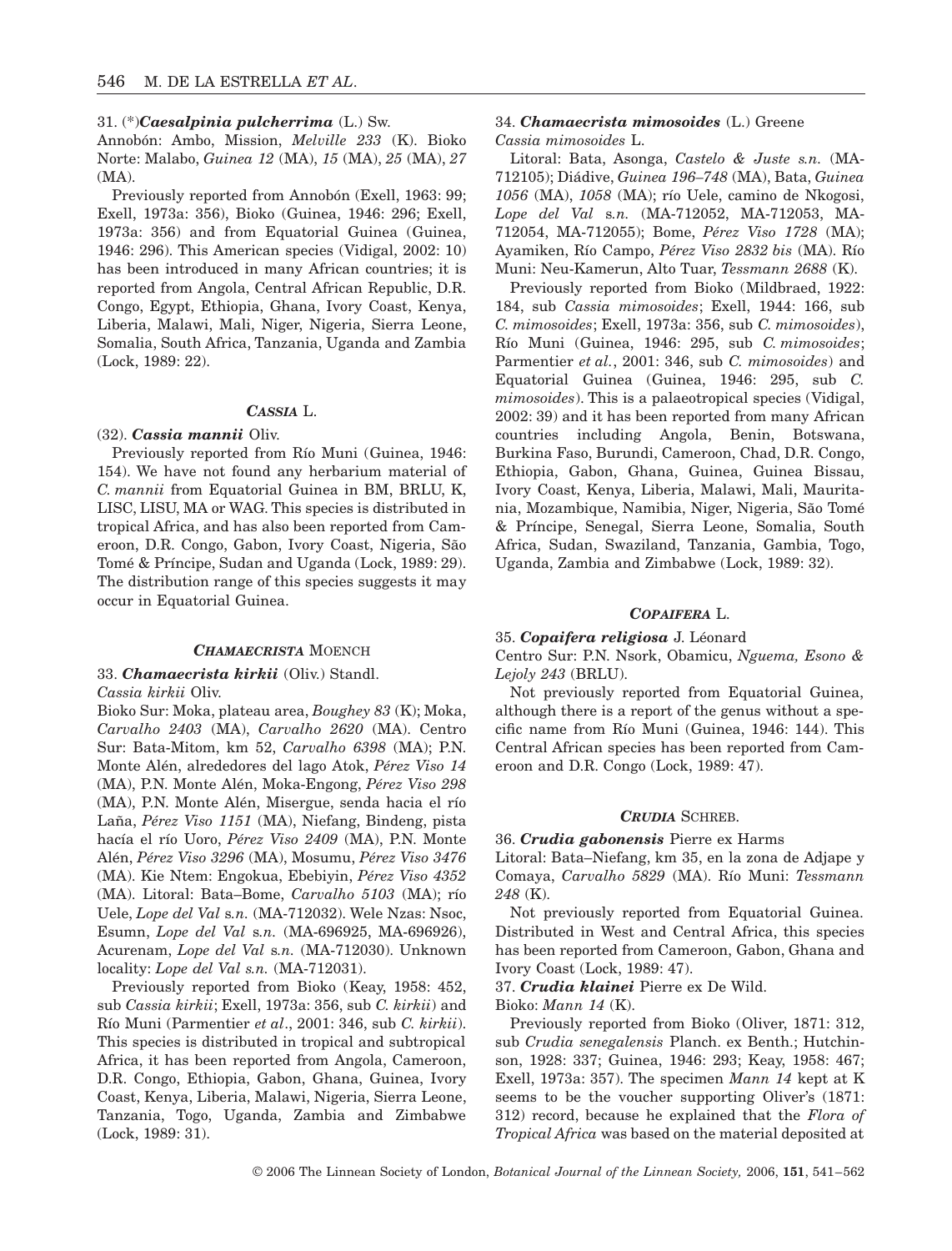31. (*)***Caesalpinia pulcherrima*** (L.) Sw.
Annobón: Ambo, Mission, *Melville 233* (K). Bioko Norte: Malabo, *Guinea 12* (MA), *15* (MA), *25* (MA), *27* (MA).

Previously reported from Annobón (Exell, 1963: 99; Exell, 1973a: 356), Bioko (Guinea, 1946: 296; Exell, 1973a: 356) and from Equatorial Guinea (Guinea, 1946: 296). This American species (Vidigal, 2002: 10) has been introduced in many African countries; it is reported from Angola, Central African Republic, D.R. Congo, Egypt, Ethiopia, Ghana, Ivory Coast, Kenya, Liberia, Malawi, Mali, Niger, Nigeria, Sierra Leone, Somalia, South Africa, Tanzania, Uganda and Zambia (Lock, 1989: 22).

### *CASSIA* L.

(32). ***Cassia mannii*** Oliv.

Previously reported from Río Muni (Guinea, 1946: 154). We have not found any herbarium material of *C. mannii* from Equatorial Guinea in BM, BRLU, K, LISC, LISU, MA or WAG. This species is distributed in tropical Africa, and has also been reported from Cameroon, D.R. Congo, Gabon, Ivory Coast, Nigeria, São Tomé & Príncipe, Sudan and Uganda (Lock, 1989: 29). The distribution range of this species suggests it may occur in Equatorial Guinea.

### *CHAMAECRISTA* MOENCH

33. ***Chamaecrista kirkii*** (Oliv.) Standl.
*Cassia kirkii* Oliv.
Bioko Sur: Moka, plateau area, *Boughey 83* (K); Moka, *Carvalho 2403* (MA), *Carvalho 2620* (MA). Centro Sur: Bata-Mitom, km 52, *Carvalho 6398* (MA); P.N. Monte Alén, alrededores del lago Atok, *Pérez Viso 14* (MA), P.N. Monte Alén, Moka-Engong, *Pérez Viso 298* (MA), P.N. Monte Alén, Misergue, senda hacia el río Laña, *Pérez Viso 1151* (MA), Niefang, Bindeng, pista hacía el río Uoro, *Pérez Viso 2409* (MA), P.N. Monte Alén, *Pérez Viso 3296* (MA), Mosumu, *Pérez Viso 3476* (MA). Kie Ntem: Engokua, Ebebiyin, *Pérez Viso 4352* (MA). Litoral: Bata–Bome, *Carvalho 5103* (MA); río Uele, *Lope del Val s.n.* (MA-712032). Wele Nzas: Nsoc, Esumn, *Lope del Val s.n.* (MA-696925, MA-696926), Acurenam, *Lope del Val s.n.* (MA-712030). Unknown locality: *Lope del Val s.n.* (MA-712031).

Previously reported from Bioko (Keay, 1958: 452, sub *Cassia kirkii*; Exell, 1973a: 356, sub *C. kirkii*) and Río Muni (Parmentier *et al*., 2001: 346, sub *C. kirkii*). This species is distributed in tropical and subtropical Africa, it has been reported from Angola, Cameroon, D.R. Congo, Ethiopia, Gabon, Ghana, Guinea, Ivory Coast, Kenya, Liberia, Malawi, Nigeria, Sierra Leone, Tanzania, Togo, Uganda, Zambia and Zimbabwe (Lock, 1989: 31).

34. ***Chamaecrista mimosoides*** (L.) Greene
*Cassia mimosoides* L.

Litoral: Bata, Asonga, *Castelo & Juste s.n.* (MA-712105); Diádive, *Guinea 196–748* (MA), Bata, *Guinea 1056* (MA), *1058* (MA); río Uele, camino de Nkogosi, *Lope del Val s.n.* (MA-712052, MA-712053, MA-712054, MA-712055); Bome, *Pérez Viso 1728* (MA); Ayamiken, Río Campo, *Pérez Viso 2832 bis* (MA). Río Muni: Neu-Kamerun, Alto Tuar, *Tessmann 2688* (K).

Previously reported from Bioko (Mildbraed, 1922: 184, sub *Cassia mimosoides*; Exell, 1944: 166, sub *C. mimosoides*; Exell, 1973a: 356, sub *C. mimosoides*), Río Muni (Guinea, 1946: 295, sub *C. mimosoides*; Parmentier *et al.*, 2001: 346, sub *C. mimosoides*) and Equatorial Guinea (Guinea, 1946: 295, sub *C. mimosoides*). This is a palaeotropical species (Vidigal, 2002: 39) and it has been reported from many African countries including Angola, Benin, Botswana, Burkina Faso, Burundi, Cameroon, Chad, D.R. Congo, Ethiopia, Gabon, Ghana, Guinea, Guinea Bissau, Ivory Coast, Kenya, Liberia, Malawi, Mali, Mauritania, Mozambique, Namibia, Niger, Nigeria, São Tomé & Príncipe, Senegal, Sierra Leone, Somalia, South Africa, Sudan, Swaziland, Tanzania, Gambia, Togo, Uganda, Zambia and Zimbabwe (Lock, 1989: 32).

### *COPAIFERA* L.

35. ***Copaifera religiosa*** J. Léonard
Centro Sur: P.N. Nsork, Obamicu, *Nguema, Esono & Lejoly 243* (BRLU).

Not previously reported from Equatorial Guinea, although there is a report of the genus without a specific name from Río Muni (Guinea, 1946: 144). This Central African species has been reported from Cameroon and D.R. Congo (Lock, 1989: 47).

### *CRUDIA* SCHREB.

36. ***Crudia gabonensis*** Pierre ex Harms
Litoral: Bata–Niefang, km 35, en la zona de Adjape y Comaya, *Carvalho 5829* (MA). Río Muni: *Tessmann 248* (K).

Not previously reported from Equatorial Guinea. Distributed in West and Central Africa, this species has been reported from Cameroon, Gabon, Ghana and Ivory Coast (Lock, 1989: 47).

37. ***Crudia klainei*** Pierre ex De Wild.
Bioko: *Mann 14* (K).

Previously reported from Bioko (Oliver, 1871: 312, sub *Crudia senegalensis* Planch. ex Benth.; Hutchinson, 1928: 337; Guinea, 1946: 293; Keay, 1958: 467; Exell, 1973a: 357). The specimen *Mann 14* kept at K seems to be the voucher supporting Oliver's (1871: 312) record, because he explained that the *Flora of Tropical Africa* was based on the material deposited at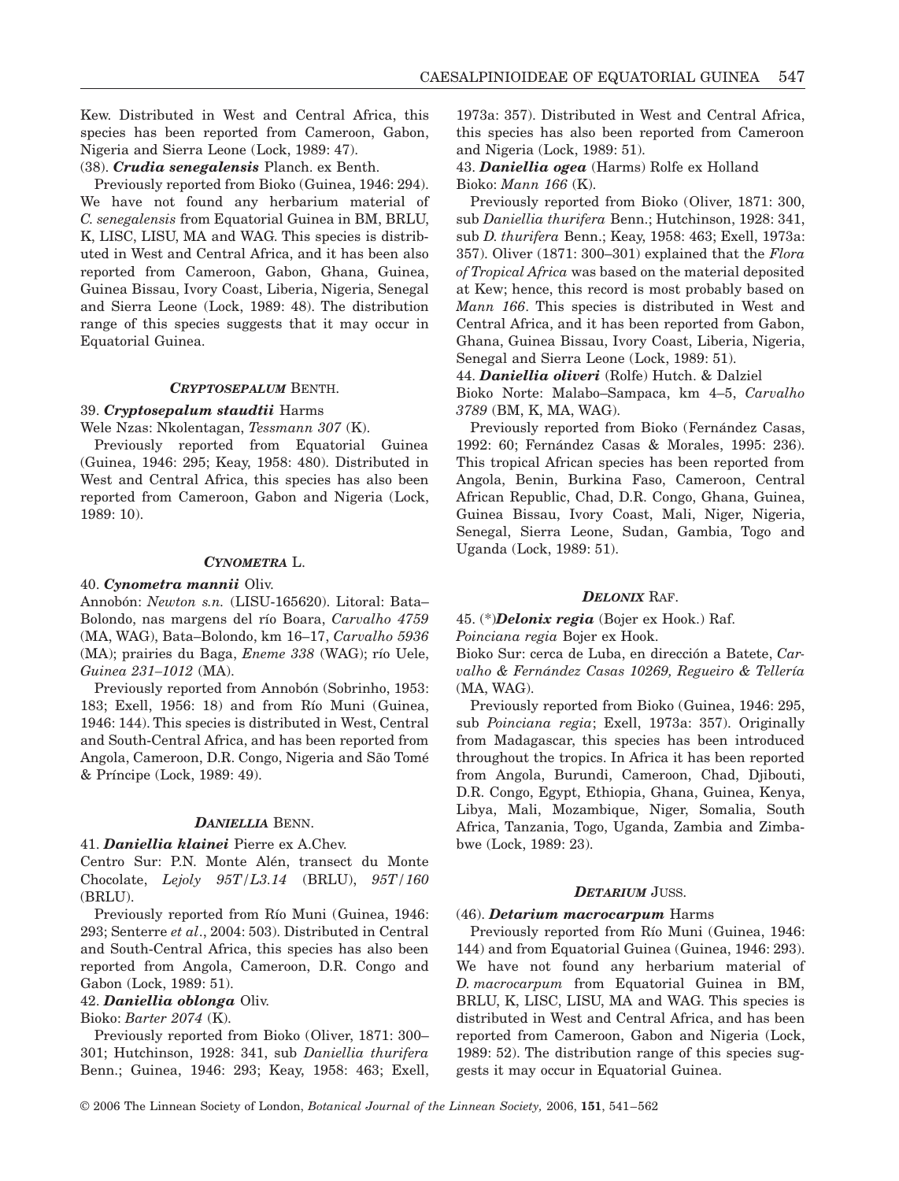Kew. Distributed in West and Central Africa, this species has been reported from Cameroon, Gabon, Nigeria and Sierra Leone (Lock, 1989: 47).

(38). ***Crudia senegalensis*** Planch. ex Benth.

Previously reported from Bioko (Guinea, 1946: 294). We have not found any herbarium material of *C. senegalensis* from Equatorial Guinea in BM, BRLU, K, LISC, LISU, MA and WAG. This species is distributed in West and Central Africa, and it has been also reported from Cameroon, Gabon, Ghana, Guinea, Guinea Bissau, Ivory Coast, Liberia, Nigeria, Senegal and Sierra Leone (Lock, 1989: 48). The distribution range of this species suggests that it may occur in Equatorial Guinea.

#### *CRYPTOSEPALUM* BENTH.

39. ***Cryptosepalum staudtii*** Harms

Wele Nzas: Nkolentagan, *Tessmann 307* (K).

Previously reported from Equatorial Guinea (Guinea, 1946: 295; Keay, 1958: 480). Distributed in West and Central Africa, this species has also been reported from Cameroon, Gabon and Nigeria (Lock, 1989: 10).

#### *CYNOMETRA* L.

40. ***Cynometra mannii*** Oliv.

Annobón: *Newton s.n.* (LISU-165620). Litoral: Bata–Bolondo, nas margens del río Boara, *Carvalho 4759* (MA, WAG), Bata–Bolondo, km 16–17, *Carvalho 5936* (MA); prairies du Baga, *Eneme 338* (WAG); río Uele, *Guinea 231–1012* (MA).

Previously reported from Annobón (Sobrinho, 1953: 183; Exell, 1956: 18) and from Río Muni (Guinea, 1946: 144). This species is distributed in West, Central and South-Central Africa, and has been reported from Angola, Cameroon, D.R. Congo, Nigeria and São Tomé & Príncipe (Lock, 1989: 49).

#### *DANIELLIA* BENN.

41. ***Daniellia klainei*** Pierre ex A.Chev.

Centro Sur: P.N. Monte Alén, transect du Monte Chocolate, *Lejoly 95T/L3.14* (BRLU), *95T/160* (BRLU).

Previously reported from Río Muni (Guinea, 1946: 293; Senterre *et al*., 2004: 503). Distributed in Central and South-Central Africa, this species has also been reported from Angola, Cameroon, D.R. Congo and Gabon (Lock, 1989: 51).

42. ***Daniellia oblonga*** Oliv.

Bioko: *Barter 2074* (K).

Previously reported from Bioko (Oliver, 1871: 300–301; Hutchinson, 1928: 341, sub *Daniellia thurifera* Benn.; Guinea, 1946: 293; Keay, 1958: 463; Exell, 1973a: 357). Distributed in West and Central Africa, this species has also been reported from Cameroon and Nigeria (Lock, 1989: 51).

43. ***Daniellia ogea*** (Harms) Rolfe ex Holland

Bioko: *Mann 166* (K).

Previously reported from Bioko (Oliver, 1871: 300, sub *Daniellia thurifera* Benn.; Hutchinson, 1928: 341, sub *D. thurifera* Benn.; Keay, 1958: 463; Exell, 1973a: 357). Oliver (1871: 300–301) explained that the *Flora of Tropical Africa* was based on the material deposited at Kew; hence, this record is most probably based on *Mann 166*. This species is distributed in West and Central Africa, and it has been reported from Gabon, Ghana, Guinea Bissau, Ivory Coast, Liberia, Nigeria, Senegal and Sierra Leone (Lock, 1989: 51).

44. ***Daniellia oliveri*** (Rolfe) Hutch. & Dalziel

Bioko Norte: Malabo–Sampaca, km 4–5, *Carvalho 3789* (BM, K, MA, WAG).

Previously reported from Bioko (Fernández Casas, 1992: 60; Fernández Casas & Morales, 1995: 236). This tropical African species has been reported from Angola, Benin, Burkina Faso, Cameroon, Central African Republic, Chad, D.R. Congo, Ghana, Guinea, Guinea Bissau, Ivory Coast, Mali, Niger, Nigeria, Senegal, Sierra Leone, Sudan, Gambia, Togo and Uganda (Lock, 1989: 51).

#### *DELONIX* RAF.

45. (*)***Delonix regia*** (Bojer ex Hook.) Raf.

*Poinciana regia* Bojer ex Hook.

Bioko Sur: cerca de Luba, en dirección a Batete, *Carvalho & Fernández Casas 10269, Regueiro & Tellería* (MA, WAG).

Previously reported from Bioko (Guinea, 1946: 295, sub *Poinciana regia*; Exell, 1973a: 357). Originally from Madagascar, this species has been introduced throughout the tropics. In Africa it has been reported from Angola, Burundi, Cameroon, Chad, Djibouti, D.R. Congo, Egypt, Ethiopia, Ghana, Guinea, Kenya, Libya, Mali, Mozambique, Niger, Somalia, South Africa, Tanzania, Togo, Uganda, Zambia and Zimbabwe (Lock, 1989: 23).

#### *DETARIUM* JUSS.

(46). ***Detarium macrocarpum*** Harms

Previously reported from Río Muni (Guinea, 1946: 144) and from Equatorial Guinea (Guinea, 1946: 293). We have not found any herbarium material of *D. macrocarpum* from Equatorial Guinea in BM, BRLU, K, LISC, LISU, MA and WAG. This species is distributed in West and Central Africa, and has been reported from Cameroon, Gabon and Nigeria (Lock, 1989: 52). The distribution range of this species suggests it may occur in Equatorial Guinea.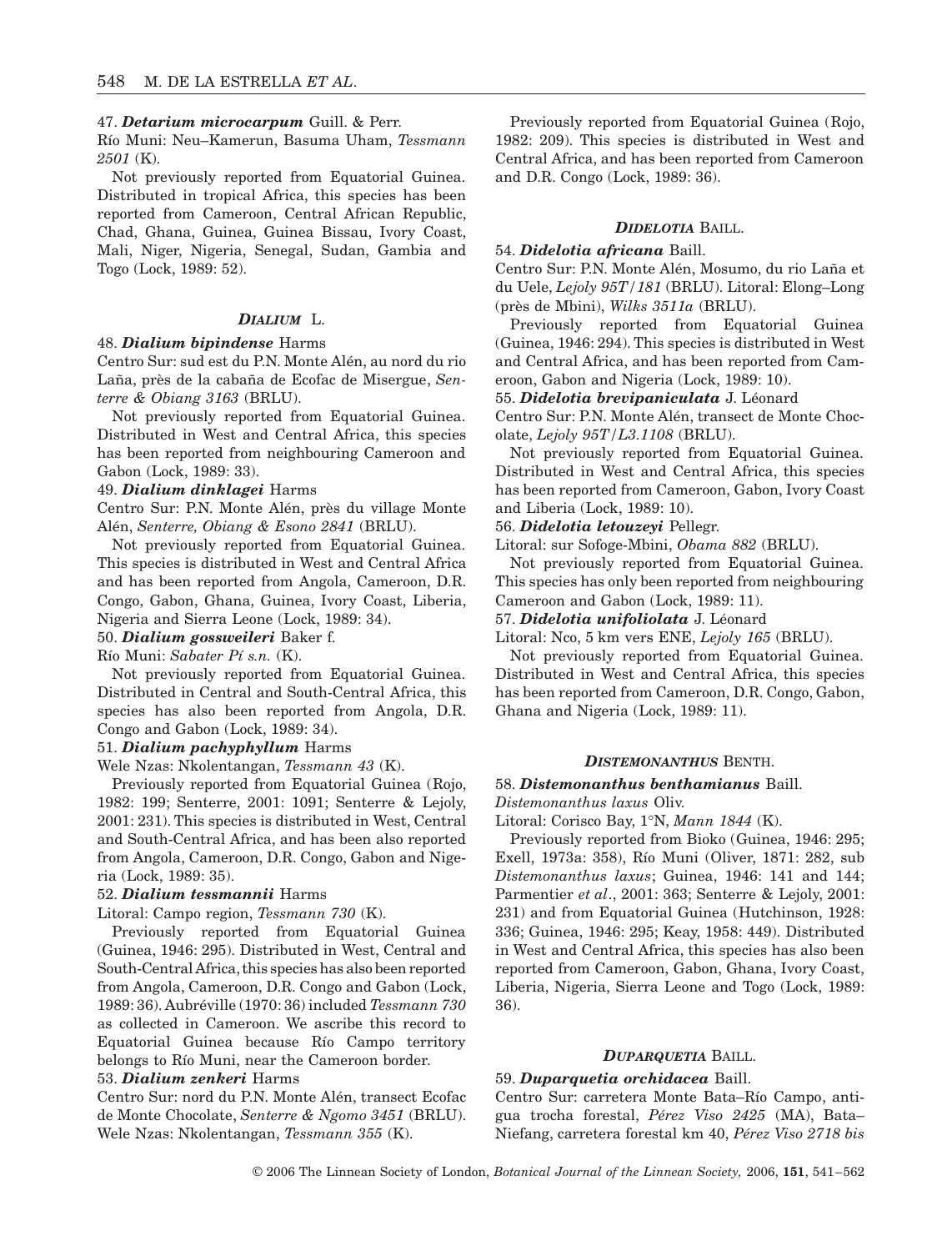47. ***Detarium microcarpum*** Guill. & Perr.

Río Muni: Neu–Kamerun, Basuma Uham, *Tessmann 2501* (K).

Not previously reported from Equatorial Guinea. Distributed in tropical Africa, this species has been reported from Cameroon, Central African Republic, Chad, Ghana, Guinea, Guinea Bissau, Ivory Coast, Mali, Niger, Nigeria, Senegal, Sudan, Gambia and Togo (Lock, 1989: 52).

### *DIALIUM* L.

48. ***Dialium bipindense*** Harms

Centro Sur: sud est du P.N. Monte Alén, au nord du rio Laña, près de la cabaña de Ecofac de Misergue, *Senterre & Obiang 3163* (BRLU).

Not previously reported from Equatorial Guinea. Distributed in West and Central Africa, this species has been reported from neighbouring Cameroon and Gabon (Lock, 1989: 33).

49. ***Dialium dinklagei*** Harms

Centro Sur: P.N. Monte Alén, près du village Monte Alén, *Senterre, Obiang & Esono 2841* (BRLU).

Not previously reported from Equatorial Guinea. This species is distributed in West and Central Africa and has been reported from Angola, Cameroon, D.R. Congo, Gabon, Ghana, Guinea, Ivory Coast, Liberia, Nigeria and Sierra Leone (Lock, 1989: 34).

50. ***Dialium gossweileri*** Baker f.

Río Muni: *Sabater Pí s.n.* (K).

Not previously reported from Equatorial Guinea. Distributed in Central and South-Central Africa, this species has also been reported from Angola, D.R. Congo and Gabon (Lock, 1989: 34).

51. ***Dialium pachyphyllum*** Harms

Wele Nzas: Nkolentangan, *Tessmann 43* (K).

Previously reported from Equatorial Guinea (Rojo, 1982: 199; Senterre, 2001: 1091; Senterre & Lejoly, 2001: 231). This species is distributed in West, Central and South-Central Africa, and has been also reported from Angola, Cameroon, D.R. Congo, Gabon and Nigeria (Lock, 1989: 35).

52. ***Dialium tessmannii*** Harms

Litoral: Campo region, *Tessmann 730* (K).

Previously reported from Equatorial Guinea (Guinea, 1946: 295). Distributed in West, Central and South-Central Africa, this species has also been reported from Angola, Cameroon, D.R. Congo and Gabon (Lock, 1989: 36). Aubréville (1970: 36) included *Tessmann 730* as collected in Cameroon. We ascribe this record to Equatorial Guinea because Río Campo territory belongs to Río Muni, near the Cameroon border.

53. ***Dialium zenkeri*** Harms

Centro Sur: nord du P.N. Monte Alén, transect Ecofac de Monte Chocolate, *Senterre & Ngomo 3451* (BRLU). Wele Nzas: Nkolentangan, *Tessmann 355* (K).

Previously reported from Equatorial Guinea (Rojo, 1982: 209). This species is distributed in West and Central Africa, and has been reported from Cameroon and D.R. Congo (Lock, 1989: 36).

### *DIDELOTIA* BAILL.

54. ***Didelotia africana*** Baill.

Centro Sur: P.N. Monte Alén, Mosumo, du rio Laña et du Uele, *Lejoly 95T/181* (BRLU). Litoral: Elong–Long (près de Mbini), *Wilks 3511a* (BRLU).

Previously reported from Equatorial Guinea (Guinea, 1946: 294). This species is distributed in West and Central Africa, and has been reported from Cameroon, Gabon and Nigeria (Lock, 1989: 10).

55. ***Didelotia brevipaniculata*** J. Léonard

Centro Sur: P.N. Monte Alén, transect de Monte Chocolate, *Lejoly 95T/L3.1108* (BRLU).

Not previously reported from Equatorial Guinea. Distributed in West and Central Africa, this species has been reported from Cameroon, Gabon, Ivory Coast and Liberia (Lock, 1989: 10).

56. ***Didelotia letouzeyi*** Pellegr.

Litoral: sur Sofoge-Mbini, *Obama 882* (BRLU).

Not previously reported from Equatorial Guinea. This species has only been reported from neighbouring Cameroon and Gabon (Lock, 1989: 11).

57. ***Didelotia unifoliolata*** J. Léonard

Litoral: Nco, 5 km vers ENE, *Lejoly 165* (BRLU).

Not previously reported from Equatorial Guinea. Distributed in West and Central Africa, this species has been reported from Cameroon, D.R. Congo, Gabon, Ghana and Nigeria (Lock, 1989: 11).

### *DISTEMONANTHUS* BENTH.

58. ***Distemonanthus benthamianus*** Baill.

*Distemonanthus laxus* Oliv.

Litoral: Corisco Bay, 1°N, *Mann 1844* (K).

Previously reported from Bioko (Guinea, 1946: 295; Exell, 1973a: 358), Río Muni (Oliver, 1871: 282, sub *Distemonanthus laxus*; Guinea, 1946: 141 and 144; Parmentier *et al*., 2001: 363; Senterre & Lejoly, 2001: 231) and from Equatorial Guinea (Hutchinson, 1928: 336; Guinea, 1946: 295; Keay, 1958: 449). Distributed in West and Central Africa, this species has also been reported from Cameroon, Gabon, Ghana, Ivory Coast, Liberia, Nigeria, Sierra Leone and Togo (Lock, 1989: 36).

### *DUPARQUETIA* BAILL.

59. ***Duparquetia orchidacea*** Baill.

Centro Sur: carretera Monte Bata–Río Campo, antigua trocha forestal, *Pérez Viso 2425* (MA), Bata–Niefang, carretera forestal km 40, *Pérez Viso 2718 bis*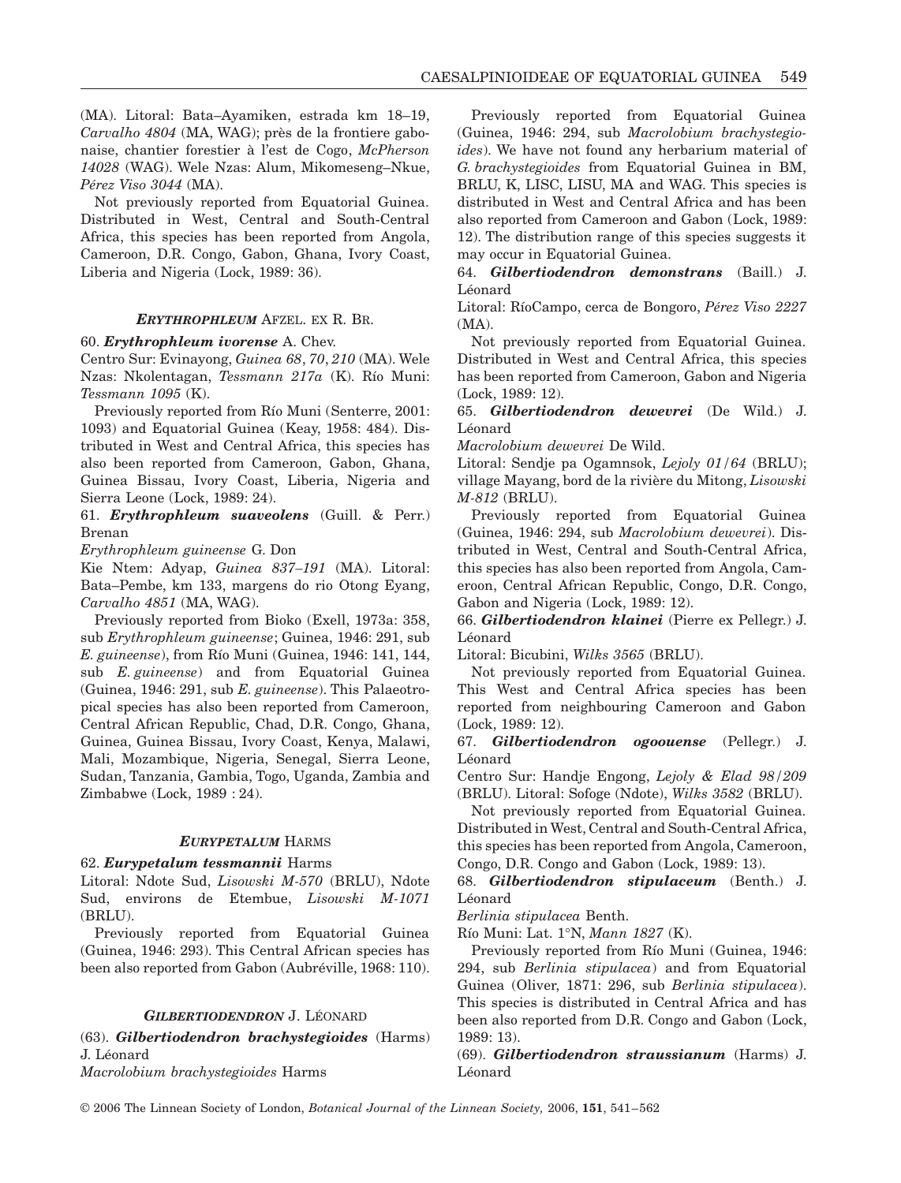(MA). Litoral: Bata–Ayamiken, estrada km 18–19, *Carvalho 4804* (MA, WAG); près de la frontiere gabonaise, chantier forestier à l'est de Cogo, *McPherson 14028* (WAG). Wele Nzas: Alum, Mikomeseng–Nkue, *Pérez Viso 3044* (MA).

Not previously reported from Equatorial Guinea. Distributed in West, Central and South-Central Africa, this species has been reported from Angola, Cameroon, D.R. Congo, Gabon, Ghana, Ivory Coast, Liberia and Nigeria (Lock, 1989: 36).

### *ERYTHROPHLEUM* AFZEL. EX R. BR.

60. ***Erythrophleum ivorense*** A. Chev.

Centro Sur: Evinayong, *Guinea 68*, *70*, *210* (MA). Wele Nzas: Nkolentagan, *Tessmann 217a* (K). Río Muni: *Tessmann 1095* (K).

Previously reported from Río Muni (Senterre, 2001: 1093) and Equatorial Guinea (Keay, 1958: 484). Distributed in West and Central Africa, this species has also been reported from Cameroon, Gabon, Ghana, Guinea Bissau, Ivory Coast, Liberia, Nigeria and Sierra Leone (Lock, 1989: 24).

61. ***Erythrophleum suaveolens*** (Guill. & Perr.) Brenan

*Erythrophleum guineense* G. Don

Kie Ntem: Adyap, *Guinea 837–191* (MA). Litoral: Bata–Pembe, km 133, margens do rio Otong Eyang, *Carvalho 4851* (MA, WAG).

Previously reported from Bioko (Exell, 1973a: 358, sub *Erythrophleum guineense*; Guinea, 1946: 291, sub *E. guineense*), from Río Muni (Guinea, 1946: 141, 144, sub *E. guineense*) and from Equatorial Guinea (Guinea, 1946: 291, sub *E. guineense*). This Palaeotropical species has also been reported from Cameroon, Central African Republic, Chad, D.R. Congo, Ghana, Guinea, Guinea Bissau, Ivory Coast, Kenya, Malawi, Mali, Mozambique, Nigeria, Senegal, Sierra Leone, Sudan, Tanzania, Gambia, Togo, Uganda, Zambia and Zimbabwe (Lock, 1989 : 24).

### *EURYPETALUM* HARMS

62. ***Eurypetalum tessmannii*** Harms

Litoral: Ndote Sud, *Lisowski M-570* (BRLU), Ndote Sud, environs de Etembue, *Lisowski M-1071* (BRLU).

Previously reported from Equatorial Guinea (Guinea, 1946: 293). This Central African species has been also reported from Gabon (Aubréville, 1968: 110).

### *GILBERTIODENDRON* J. LÉONARD

(63). ***Gilbertiodendron brachystegioides*** (Harms) J. Léonard

*Macrolobium brachystegioides* Harms

Previously reported from Equatorial Guinea (Guinea, 1946: 294, sub *Macrolobium brachystegioides*). We have not found any herbarium material of *G. brachystegioides* from Equatorial Guinea in BM, BRLU, K, LISC, LISU, MA and WAG. This species is distributed in West and Central Africa and has been also reported from Cameroon and Gabon (Lock, 1989: 12). The distribution range of this species suggests it may occur in Equatorial Guinea.

64. ***Gilbertiodendron demonstrans*** (Baill.) J. Léonard

Litoral: RíoCampo, cerca de Bongoro, *Pérez Viso 2227* (MA).

Not previously reported from Equatorial Guinea. Distributed in West and Central Africa, this species has been reported from Cameroon, Gabon and Nigeria (Lock, 1989: 12).

65. ***Gilbertiodendron dewevrei*** (De Wild.) J. Léonard

*Macrolobium dewevrei* De Wild.

Litoral: Sendje pa Ogamnsok, *Lejoly 01/64* (BRLU); village Mayang, bord de la rivière du Mitong, *Lisowski M-812* (BRLU).

Previously reported from Equatorial Guinea (Guinea, 1946: 294, sub *Macrolobium dewevrei*). Distributed in West, Central and South-Central Africa, this species has also been reported from Angola, Cameroon, Central African Republic, Congo, D.R. Congo, Gabon and Nigeria (Lock, 1989: 12).

66. ***Gilbertiodendron klainei*** (Pierre ex Pellegr.) J. Léonard

Litoral: Bicubini, *Wilks 3565* (BRLU).

Not previously reported from Equatorial Guinea. This West and Central Africa species has been reported from neighbouring Cameroon and Gabon (Lock, 1989: 12).

67. ***Gilbertiodendron ogoouense*** (Pellegr.) J. Léonard

Centro Sur: Handje Engong, *Lejoly & Elad 98/209* (BRLU). Litoral: Sofoge (Ndote), *Wilks 3582* (BRLU).

Not previously reported from Equatorial Guinea. Distributed in West, Central and South-Central Africa, this species has been reported from Angola, Cameroon, Congo, D.R. Congo and Gabon (Lock, 1989: 13).

68. ***Gilbertiodendron stipulaceum*** (Benth.) J. Léonard

*Berlinia stipulacea* Benth.

Río Muni: Lat. 1°N, *Mann 1827* (K).

Previously reported from Río Muni (Guinea, 1946: 294, sub *Berlinia stipulacea*) and from Equatorial Guinea (Oliver, 1871: 296, sub *Berlinia stipulacea*). This species is distributed in Central Africa and has been also reported from D.R. Congo and Gabon (Lock, 1989: 13).

(69). ***Gilbertiodendron straussianum*** (Harms) J. Léonard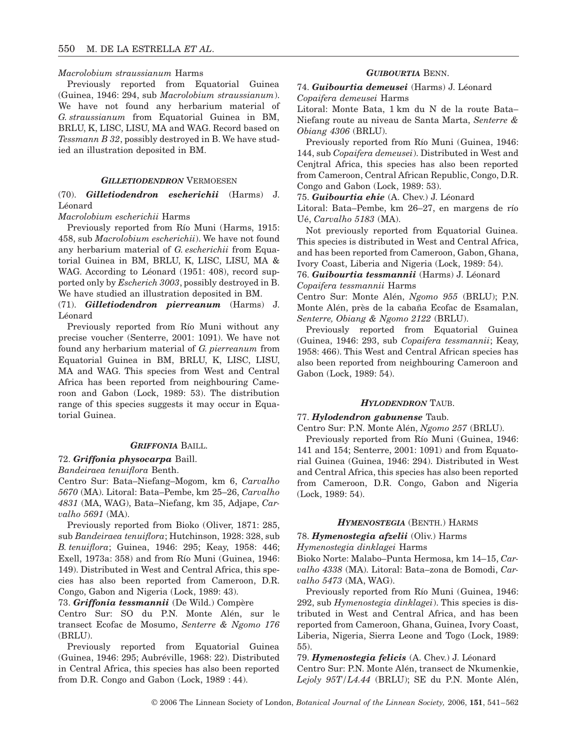*Macrolobium straussianum* Harms

Previously reported from Equatorial Guinea (Guinea, 1946: 294, sub *Macrolobium straussianum*). We have not found any herbarium material of *G. straussianum* from Equatorial Guinea in BM, BRLU, K, LISC, LISU, MA and WAG. Record based on *Tessmann B 32*, possibly destroyed in B. We have studied an illustration deposited in BM.

### *GILLETIODENDRON* VERMOESEN

(70). ***Gilletiodendron escherichii*** (Harms) J. Léonard

*Macrolobium escherichii* Harms

Previously reported from Río Muni (Harms, 1915: 458, sub *Macrolobium escherichii*). We have not found any herbarium material of *G. escherichii* from Equatorial Guinea in BM, BRLU, K, LISC, LISU, MA & WAG. According to Léonard (1951: 408), record supported only by *Escherich 3003*, possibly destroyed in B. We have studied an illustration deposited in BM.

(71). ***Gilletiodendron pierreanum*** (Harms) J. Léonard

Previously reported from Río Muni without any precise voucher (Senterre, 2001: 1091). We have not found any herbarium material of *G. pierreanum* from Equatorial Guinea in BM, BRLU, K, LISC, LISU, MA and WAG. This species from West and Central Africa has been reported from neighbouring Cameroon and Gabon (Lock, 1989: 53). The distribution range of this species suggests it may occur in Equatorial Guinea.

### *GRIFFONIA* BAILL.

72. ***Griffonia physocarpa*** Baill.

*Bandeiraea tenuiflora* Benth.

Centro Sur: Bata–Niefang–Mogom, km 6, *Carvalho 5670* (MA). Litoral: Bata–Pembe, km 25–26, *Carvalho 4831* (MA, WAG), Bata–Niefang, km 35, Adjape, *Carvalho 5691* (MA).

Previously reported from Bioko (Oliver, 1871: 285, sub *Bandeiraea tenuiflora*; Hutchinson, 1928: 328, sub *B. tenuiflora*; Guinea, 1946: 295; Keay, 1958: 446; Exell, 1973a: 358) and from Río Muni (Guinea, 1946: 149). Distributed in West and Central Africa, this species has also been reported from Cameroon, D.R. Congo, Gabon and Nigeria (Lock, 1989: 43).

73. ***Griffonia tessmannii*** (De Wild.) Compère

Centro Sur: SO du P.N. Monte Alén, sur le transect Ecofac de Mosumo, *Senterre & Ngomo 176* (BRLU).

Previously reported from Equatorial Guinea (Guinea, 1946: 295; Aubréville, 1968: 22). Distributed in Central Africa, this species has also been reported from D.R. Congo and Gabon (Lock, 1989 : 44).

### *GUIBOURTIA* BENN.

74. ***Guibourtia demeusei*** (Harms) J. Léonard

*Copaifera demeusei* Harms

Litoral: Monte Bata, 1 km du N de la route Bata–Niefang route au niveau de Santa Marta, *Senterre & Obiang 4306* (BRLU).

Previously reported from Río Muni (Guinea, 1946: 144, sub *Copaifera demeusei*). Distributed in West and Cenjtral Africa, this species has also been reported from Cameroon, Central African Republic, Congo, D.R. Congo and Gabon (Lock, 1989: 53).

75. ***Guibourtia ehie*** (A. Chev.) J. Léonard

Litoral: Bata–Pembe, km 26–27, en margens de río Ué, *Carvalho 5183* (MA).

Not previously reported from Equatorial Guinea. This species is distributed in West and Central Africa, and has been reported from Cameroon, Gabon, Ghana, Ivory Coast, Liberia and Nigeria (Lock, 1989: 54).

76. ***Guibourtia tessmannii*** (Harms) J. Léonard

*Copaifera tessmannii* Harms

Centro Sur: Monte Alén, *Ngomo 955* (BRLU); P.N. Monte Alén, près de la cabaña Ecofac de Esamalan, *Senterre, Obiang & Ngomo 2122* (BRLU).

Previously reported from Equatorial Guinea (Guinea, 1946: 293, sub *Copaifera tessmannii*; Keay, 1958: 466). This West and Central African species has also been reported from neighbouring Cameroon and Gabon (Lock, 1989: 54).

### *HYLODENDRON* TAUB.

77. ***Hylodendron gabunense*** Taub.

Centro Sur: P.N. Monte Alén, *Ngomo 257* (BRLU).

Previously reported from Río Muni (Guinea, 1946: 141 and 154; Senterre, 2001: 1091) and from Equatorial Guinea (Guinea, 1946: 294). Distributed in West and Central Africa, this species has also been reported from Cameroon, D.R. Congo, Gabon and Nigeria (Lock, 1989: 54).

### *HYMENOSTEGIA* (BENTH.) HARMS

78. ***Hymenostegia afzelii*** (Oliv.) Harms

*Hymenostegia dinklagei* Harms

Bioko Norte: Malabo–Punta Hermosa, km 14–15, *Carvalho 4338* (MA). Litoral: Bata–zona de Bomodi, *Carvalho 5473* (MA, WAG).

Previously reported from Río Muni (Guinea, 1946: 292, sub *Hymenostegia dinklagei*). This species is distributed in West and Central Africa, and has been reported from Cameroon, Ghana, Guinea, Ivory Coast, Liberia, Nigeria, Sierra Leone and Togo (Lock, 1989: 55).

79. ***Hymenostegia felicis*** (A. Chev.) J. Léonard

Centro Sur: P.N. Monte Alén, transect de Nkumenkie, *Lejoly 95T/L4.44* (BRLU); SE du P.N. Monte Alén,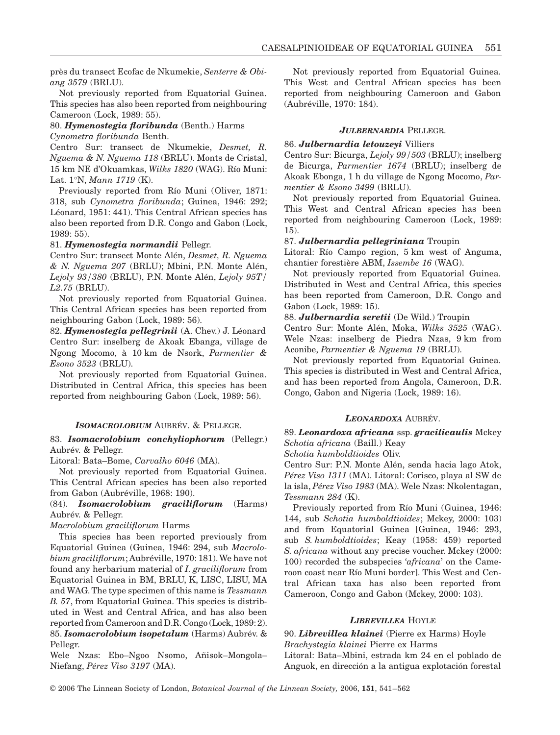près du transect Ecofac de Nkumekie, *Senterre & Obiang 3579* (BRLU).

Not previously reported from Equatorial Guinea. This species has also been reported from neighbouring Cameroon (Lock, 1989: 55).

80. ***Hymenostegia floribunda*** (Benth.) Harms
*Cynometra floribunda* Benth.

Centro Sur: transect de Nkumekie, *Desmet, R. Nguema & N. Nguema 118* (BRLU). Monts de Cristal, 15 km NE d'Okuamkas, *Wilks 1820* (WAG). Río Muni: Lat. 1°N, *Mann 1719* (K).

Previously reported from Río Muni (Oliver, 1871: 318, sub *Cynometra floribunda*; Guinea, 1946: 292; Léonard, 1951: 441). This Central African species has also been reported from D.R. Congo and Gabon (Lock, 1989: 55).

81. ***Hymenostegia normandii*** Pellegr.

Centro Sur: transect Monte Alén, *Desmet, R. Nguema & N. Nguema 207* (BRLU); Mbini, P.N. Monte Alén, *Lejoly 93/380* (BRLU), P.N. Monte Alén, *Lejoly 95T/L2.75* (BRLU).

Not previously reported from Equatorial Guinea. This Central African species has been reported from neighbouring Gabon (Lock, 1989: 56).

82. ***Hymenostegia pellegrinii*** (A. Chev.) J. Léonard

Centro Sur: inselberg de Akoak Ebanga, village de Ngong Mocomo, à 10 km de Nsork, *Parmentier & Esono 3523* (BRLU).

Not previously reported from Equatorial Guinea. Distributed in Central Africa, this species has been reported from neighbouring Gabon (Lock, 1989: 56).

### *ISOMACROLOBIUM* AUBRÉV. & PELLEGR.

83. ***Isomacrolobium conchyliophorum*** (Pellegr.) Aubrév. & Pellegr.

Litoral: Bata–Bome, *Carvalho 6046* (MA).

Not previously reported from Equatorial Guinea. This Central African species has been also reported from Gabon (Aubréville, 1968: 190).

(84). ***Isomacrolobium graciliflorum*** (Harms) Aubrév. & Pellegr.

*Macrolobium graciliflorum* Harms

This species has been reported previously from Equatorial Guinea (Guinea, 1946: 294, sub *Macrolobium graciliflorum*; Aubréville, 1970: 181). We have not found any herbarium material of *I. graciliflorum* from Equatorial Guinea in BM, BRLU, K, LISC, LISU, MA and WAG. The type specimen of this name is *Tessmann B. 57*, from Equatorial Guinea. This species is distributed in West and Central Africa, and has also been reported from Cameroon and D.R. Congo (Lock, 1989: 2).

85. ***Isomacrolobium isopetalum*** (Harms) Aubrév. & Pellegr.

Wele Nzas: Ebo–Ngoo Nsomo, Añisok–Mongola–Niefang, *Pérez Viso 3197* (MA).

Not previously reported from Equatorial Guinea. This West and Central African species has been reported from neighbouring Cameroon and Gabon (Aubréville, 1970: 184).

### *JULBERNARDIA* PELLEGR.

86. ***Julbernardia letouzeyi*** Villiers

Centro Sur: Bicurga, *Lejoly 99/503* (BRLU); inselberg de Bicurga, *Parmentier 1674* (BRLU); inselberg de Akoak Ebonga, 1 h du village de Ngong Mocomo, *Parmentier & Esono 3499* (BRLU).

Not previously reported from Equatorial Guinea. This West and Central African species has been reported from neighbouring Cameroon (Lock, 1989: 15).

87. ***Julbernardia pellegriniana*** Troupin

Litoral: Río Campo region, 5 km west of Anguma, chantier forestière ABM, *Issembe 16* (WAG).

Not previously reported from Equatorial Guinea. Distributed in West and Central Africa, this species has been reported from Cameroon, D.R. Congo and Gabon (Lock, 1989: 15).

88. ***Julbernardia seretii*** (De Wild.) Troupin

Centro Sur: Monte Alén, Moka, *Wilks 3525* (WAG). Wele Nzas: inselberg de Piedra Nzas, 9 km from Aconibe, *Parmentier & Nguema 19* (BRLU).

Not previously reported from Equatorial Guinea. This species is distributed in West and Central Africa, and has been reported from Angola, Cameroon, D.R. Congo, Gabon and Nigeria (Lock, 1989: 16).

### *LEONARDOXA* AUBRÉV.

89. ***Leonardoxa africana*** ssp. ***gracilicaulis*** Mckey
*Schotia africana* (Baill.) Keay
*Schotia humboldtioides* Oliv.

Centro Sur: P.N. Monte Alén, senda hacia lago Atok, *Pérez Viso 1311* (MA). Litoral: Corisco, playa al SW de la isla, *Pérez Viso 1983* (MA). Wele Nzas: Nkolentagan, *Tessmann 284* (K).

Previously reported from Río Muni (Guinea, 1946: 144, sub *Schotia humboldtioides*; Mckey, 2000: 103) and from Equatorial Guinea [Guinea, 1946: 293, sub *S. humboldtioides*; Keay (1958: 459) reported *S. africana* without any precise voucher. Mckey (2000: 100) recorded the subspecies '*africana*' on the Cameroon coast near Río Muni border]. This West and Central African taxa has also been reported from Cameroon, Congo and Gabon (Mckey, 2000: 103).

### *LIBREVILLEA* HOYLE

90. ***Librevillea klainei*** (Pierre ex Harms) Hoyle
*Brachystegia klainei* Pierre ex Harms

Litoral: Bata–Mbini, estrada km 24 en el poblado de Anguok, en dirección a la antigua explotación forestal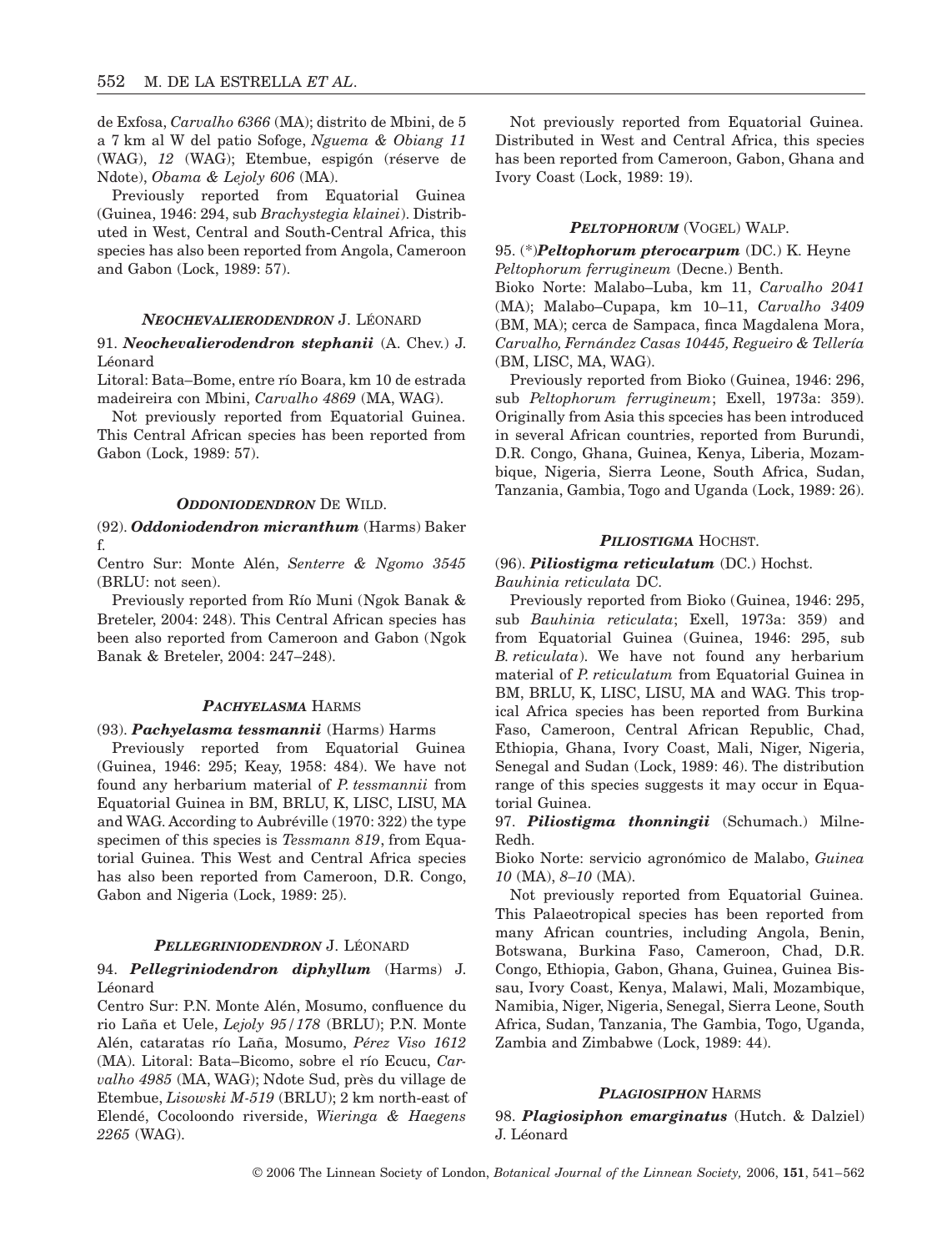de Exfosa, *Carvalho 6366* (MA); distrito de Mbini, de 5 a 7 km al W del patio Sofoge, *Nguema & Obiang 11* (WAG), *12* (WAG); Etembue, espigón (réserve de Ndote), *Obama & Lejoly 606* (MA).

Previously reported from Equatorial Guinea (Guinea, 1946: 294, sub *Brachystegia klainei*). Distributed in West, Central and South-Central Africa, this species has also been reported from Angola, Cameroon and Gabon (Lock, 1989: 57).

#### *NEOCHEVALIERODENDRON* J. LÉONARD

91. ***Neochevalierodendron stephanii*** (A. Chev.) J. Léonard

Litoral: Bata–Bome, entre río Boara, km 10 de estrada madeireira con Mbini, *Carvalho 4869* (MA, WAG).

Not previously reported from Equatorial Guinea. This Central African species has been reported from Gabon (Lock, 1989: 57).

#### *ODDONIODENDRON* DE WILD.

(92). ***Oddoniodendron micranthum*** (Harms) Baker f.

Centro Sur: Monte Alén, *Senterre & Ngomo 3545* (BRLU: not seen).

Previously reported from Río Muni (Ngok Banak & Breteler, 2004: 248). This Central African species has been also reported from Cameroon and Gabon (Ngok Banak & Breteler, 2004: 247–248).

#### *PACHYELASMA* HARMS

(93). ***Pachyelasma tessmannii*** (Harms) Harms

Previously reported from Equatorial Guinea (Guinea, 1946: 295; Keay, 1958: 484). We have not found any herbarium material of *P. tessmannii* from Equatorial Guinea in BM, BRLU, K, LISC, LISU, MA and WAG. According to Aubréville (1970: 322) the type specimen of this species is *Tessmann 819*, from Equatorial Guinea. This West and Central Africa species has also been reported from Cameroon, D.R. Congo, Gabon and Nigeria (Lock, 1989: 25).

#### *PELLEGRINIODENDRON* J. LÉONARD

94. ***Pellegriniodendron diphyllum*** (Harms) J. Léonard

Centro Sur: P.N. Monte Alén, Mosumo, confluence du rio Laña et Uele, *Lejoly 95/178* (BRLU); P.N. Monte Alén, cataratas río Laña, Mosumo, *Pérez Viso 1612* (MA). Litoral: Bata–Bicomo, sobre el río Ecucu, *Carvalho 4985* (MA, WAG); Ndote Sud, près du village de Etembue, *Lisowski M-519* (BRLU); 2 km north-east of Elendé, Cocoloondo riverside, *Wieringa & Haegens 2265* (WAG).

Not previously reported from Equatorial Guinea. Distributed in West and Central Africa, this species has been reported from Cameroon, Gabon, Ghana and Ivory Coast (Lock, 1989: 19).

#### *PELTOPHORUM* (VOGEL) WALP.

95. (*)***Peltophorum pterocarpum*** (DC.) K. Heyne
*Peltophorum ferrugineum* (Decne.) Benth.

Bioko Norte: Malabo–Luba, km 11, *Carvalho 2041* (MA); Malabo–Cupapa, km 10–11, *Carvalho 3409* (BM, MA); cerca de Sampaca, finca Magdalena Mora, *Carvalho, Fernández Casas 10445, Regueiro & Tellería* (BM, LISC, MA, WAG).

Previously reported from Bioko (Guinea, 1946: 296, sub *Peltophorum ferrugineum*; Exell, 1973a: 359). Originally from Asia this spcecies has been introduced in several African countries, reported from Burundi, D.R. Congo, Ghana, Guinea, Kenya, Liberia, Mozambique, Nigeria, Sierra Leone, South Africa, Sudan, Tanzania, Gambia, Togo and Uganda (Lock, 1989: 26).

#### *PILIOSTIGMA* HOCHST.

(96). ***Piliostigma reticulatum*** (DC.) Hochst.
*Bauhinia reticulata* DC.

Previously reported from Bioko (Guinea, 1946: 295, sub *Bauhinia reticulata*; Exell, 1973a: 359) and from Equatorial Guinea (Guinea, 1946: 295, sub *B. reticulata*). We have not found any herbarium material of *P. reticulatum* from Equatorial Guinea in BM, BRLU, K, LISC, LISU, MA and WAG. This tropical Africa species has been reported from Burkina Faso, Cameroon, Central African Republic, Chad, Ethiopia, Ghana, Ivory Coast, Mali, Niger, Nigeria, Senegal and Sudan (Lock, 1989: 46). The distribution range of this species suggests it may occur in Equatorial Guinea.

97. ***Piliostigma thonningii*** (Schumach.) Milne-Redh.

Bioko Norte: servicio agronómico de Malabo, *Guinea 10* (MA), *8–10* (MA).

Not previously reported from Equatorial Guinea. This Palaeotropical species has been reported from many African countries, including Angola, Benin, Botswana, Burkina Faso, Cameroon, Chad, D.R. Congo, Ethiopia, Gabon, Ghana, Guinea, Guinea Bissau, Ivory Coast, Kenya, Malawi, Mali, Mozambique, Namibia, Niger, Nigeria, Senegal, Sierra Leone, South Africa, Sudan, Tanzania, The Gambia, Togo, Uganda, Zambia and Zimbabwe (Lock, 1989: 44).

#### *PLAGIOSIPHON* HARMS

98. ***Plagiosiphon emarginatus*** (Hutch. & Dalziel) J. Léonard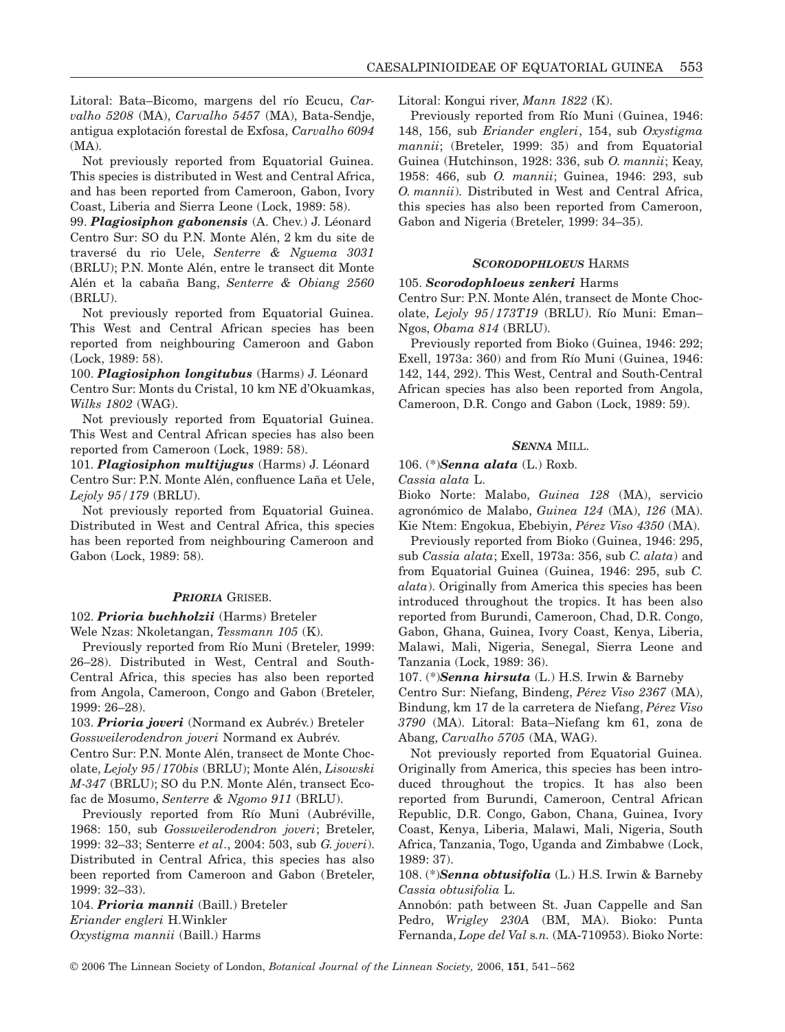Litoral: Bata–Bicomo, margens del río Ecucu, *Carvalho 5208* (MA), *Carvalho 5457* (MA), Bata-Sendje, antigua explotación forestal de Exfosa, *Carvalho 6094* (MA).

Not previously reported from Equatorial Guinea. This species is distributed in West and Central Africa, and has been reported from Cameroon, Gabon, Ivory Coast, Liberia and Sierra Leone (Lock, 1989: 58).

99. ***Plagiosiphon gabonensis*** (A. Chev.) J. Léonard
Centro Sur: SO du P.N. Monte Alén, 2 km du site de traversé du rio Uele, *Senterre & Nguema 3031* (BRLU); P.N. Monte Alén, entre le transect dit Monte Alén et la cabaña Bang, *Senterre & Obiang 2560* (BRLU).

Not previously reported from Equatorial Guinea. This West and Central African species has been reported from neighbouring Cameroon and Gabon (Lock, 1989: 58).

100. ***Plagiosiphon longitubus*** (Harms) J. Léonard
Centro Sur: Monts du Cristal, 10 km NE d'Okuamkas, *Wilks 1802* (WAG).

Not previously reported from Equatorial Guinea. This West and Central African species has also been reported from Cameroon (Lock, 1989: 58).

101. ***Plagiosiphon multijugus*** (Harms) J. Léonard
Centro Sur: P.N. Monte Alén, confluence Laña et Uele, *Lejoly 95/179* (BRLU).

Not previously reported from Equatorial Guinea. Distributed in West and Central Africa, this species has been reported from neighbouring Cameroon and Gabon (Lock, 1989: 58).

### *PRIORIA* GRISEB.

102. ***Prioria buchholzii*** (Harms) Breteler
Wele Nzas: Nkoletangan, *Tessmann 105* (K).

Previously reported from Río Muni (Breteler, 1999: 26–28). Distributed in West, Central and South-Central Africa, this species has also been reported from Angola, Cameroon, Congo and Gabon (Breteler, 1999: 26–28).

103. ***Prioria joveri*** (Normand ex Aubrév.) Breteler
*Gossweilerodendron joveri* Normand ex Aubrév.
Centro Sur: P.N. Monte Alén, transect de Monte Chocolate, *Lejoly 95/170bis* (BRLU); Monte Alén, *Lisowski M-347* (BRLU); SO du P.N. Monte Alén, transect Ecofac de Mosumo, *Senterre & Ngomo 911* (BRLU).

Previously reported from Río Muni (Aubréville, 1968: 150, sub *Gossweilerodendron joveri*; Breteler, 1999: 32–33; Senterre *et al*., 2004: 503, sub *G. joveri*). Distributed in Central Africa, this species has also been reported from Cameroon and Gabon (Breteler, 1999: 32–33).

104. ***Prioria mannii*** (Baill.) Breteler
*Eriander engleri* H.Winkler
*Oxystigma mannii* (Baill.) Harms
Litoral: Kongui river, *Mann 1822* (K).

Previously reported from Río Muni (Guinea, 1946: 148, 156, sub *Eriander engleri*, 154, sub *Oxystigma mannii*; (Breteler, 1999: 35) and from Equatorial Guinea (Hutchinson, 1928: 336, sub *O. mannii*; Keay, 1958: 466, sub *O. mannii*; Guinea, 1946: 293, sub *O. mannii*). Distributed in West and Central Africa, this species has also been reported from Cameroon, Gabon and Nigeria (Breteler, 1999: 34–35).

### *SCORODOPHLOEUS* HARMS

105. ***Scorodophloeus zenkeri*** Harms
Centro Sur: P.N. Monte Alén, transect de Monte Chocolate, *Lejoly 95/173T19* (BRLU). Río Muni: Eman–Ngos, *Obama 814* (BRLU).

Previously reported from Bioko (Guinea, 1946: 292; Exell, 1973a: 360) and from Río Muni (Guinea, 1946: 142, 144, 292). This West, Central and South-Central African species has also been reported from Angola, Cameroon, D.R. Congo and Gabon (Lock, 1989: 59).

### *SENNA* MILL.

106. (*)***Senna alata*** (L.) Roxb.
*Cassia alata* L.
Bioko Norte: Malabo, *Guinea 128* (MA), servicio agronómico de Malabo, *Guinea 124* (MA), *126* (MA). Kie Ntem: Engokua, Ebebiyin, *Pérez Viso 4350* (MA).

Previously reported from Bioko (Guinea, 1946: 295, sub *Cassia alata*; Exell, 1973a: 356, sub *C. alata*) and from Equatorial Guinea (Guinea, 1946: 295, sub *C. alata*). Originally from America this species has been introduced throughout the tropics. It has been also reported from Burundi, Cameroon, Chad, D.R. Congo, Gabon, Ghana, Guinea, Ivory Coast, Kenya, Liberia, Malawi, Mali, Nigeria, Senegal, Sierra Leone and Tanzania (Lock, 1989: 36).

107. (*)***Senna hirsuta*** (L.) H.S. Irwin & Barneby
Centro Sur: Niefang, Bindeng, *Pérez Viso 2367* (MA), Bindung, km 17 de la carretera de Niefang, *Pérez Viso 3790* (MA). Litoral: Bata–Niefang km 61, zona de Abang, *Carvalho 5705* (MA, WAG).

Not previously reported from Equatorial Guinea. Originally from America, this species has been introduced throughout the tropics. It has also been reported from Burundi, Cameroon, Central African Republic, D.R. Congo, Gabon, Chana, Guinea, Ivory Coast, Kenya, Liberia, Malawi, Mali, Nigeria, South Africa, Tanzania, Togo, Uganda and Zimbabwe (Lock, 1989: 37).

108. (*)***Senna obtusifolia*** (L.) H.S. Irwin & Barneby
*Cassia obtusifolia* L.
Annobón: path between St. Juan Cappelle and San Pedro, *Wrigley 230A* (BM, MA). Bioko: Punta Fernanda, *Lope del Val* s.*n.* (MA-710953). Bioko Norte: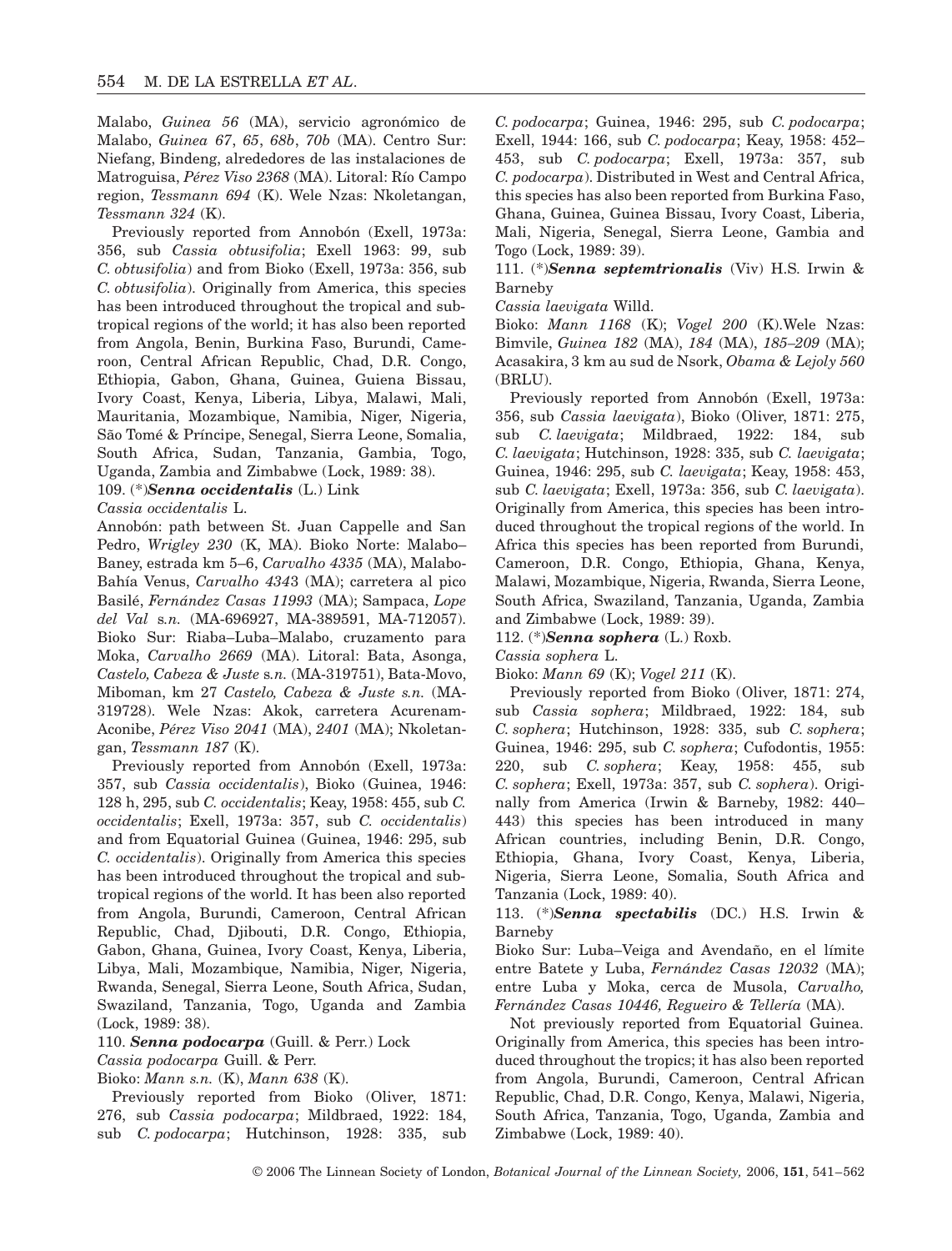Malabo, *Guinea 56* (MA), servicio agronómico de Malabo, *Guinea 67*, *65*, *68b*, *70b* (MA). Centro Sur: Niefang, Bindeng, alrededores de las instalaciones de Matroguisa, *Pérez Viso 2368* (MA). Litoral: Río Campo region, *Tessmann 694* (K). Wele Nzas: Nkoletangan, *Tessmann 324* (K).

Previously reported from Annobón (Exell, 1973a: 356, sub *Cassia obtusifolia*; Exell 1963: 99, sub *C. obtusifolia*) and from Bioko (Exell, 1973a: 356, sub *C. obtusifolia*). Originally from America, this species has been introduced throughout the tropical and subtropical regions of the world; it has also been reported from Angola, Benin, Burkina Faso, Burundi, Cameroon, Central African Republic, Chad, D.R. Congo, Ethiopia, Gabon, Ghana, Guinea, Guiena Bissau, Ivory Coast, Kenya, Liberia, Libya, Malawi, Mali, Mauritania, Mozambique, Namibia, Niger, Nigeria, São Tomé & Príncipe, Senegal, Sierra Leone, Somalia, South Africa, Sudan, Tanzania, Gambia, Togo, Uganda, Zambia and Zimbabwe (Lock, 1989: 38).

109. (*)***Senna occidentalis*** (L.) Link

*Cassia occidentalis* L.

Annobón: path between St. Juan Cappelle and San Pedro, *Wrigley 230* (K, MA). Bioko Norte: Malabo–Baney, estrada km 5–6, *Carvalho 4335* (MA), Malabo-Bahía Venus, *Carvalho 4343* (MA); carretera al pico Basilé, *Fernández Casas 11993* (MA); Sampaca, *Lope del Val s.n.* (MA-696927, MA-389591, MA-712057). Bioko Sur: Riaba–Luba–Malabo, cruzamento para Moka, *Carvalho 2669* (MA). Litoral: Bata, Asonga, *Castelo, Cabeza & Juste s.n.* (MA-319751), Bata-Movo, Miboman, km 27 *Castelo, Cabeza & Juste s.n.* (MA-319728). Wele Nzas: Akok, carretera Acurenam-Aconibe, *Pérez Viso 2041* (MA), *2401* (MA); Nkoletangan, *Tessmann 187* (K).

Previously reported from Annobón (Exell, 1973a: 357, sub *Cassia occidentalis*), Bioko (Guinea, 1946: 128 h, 295, sub *C. occidentalis*; Keay, 1958: 455, sub *C. occidentalis*; Exell, 1973a: 357, sub *C. occidentalis*) and from Equatorial Guinea (Guinea, 1946: 295, sub *C. occidentalis*). Originally from America this species has been introduced throughout the tropical and subtropical regions of the world. It has been also reported from Angola, Burundi, Cameroon, Central African Republic, Chad, Djibouti, D.R. Congo, Ethiopia, Gabon, Ghana, Guinea, Ivory Coast, Kenya, Liberia, Libya, Mali, Mozambique, Namibia, Niger, Nigeria, Rwanda, Senegal, Sierra Leone, South Africa, Sudan, Swaziland, Tanzania, Togo, Uganda and Zambia (Lock, 1989: 38).

110. ***Senna podocarpa*** (Guill. & Perr.) Lock

*Cassia podocarpa* Guill. & Perr.

Bioko: *Mann s.n.* (K), *Mann 638* (K).

Previously reported from Bioko (Oliver, 1871: 276, sub *Cassia podocarpa*; Mildbraed, 1922: 184, sub *C. podocarpa*; Hutchinson, 1928: 335, sub *C. podocarpa*; Guinea, 1946: 295, sub *C. podocarpa*; Exell, 1944: 166, sub *C. podocarpa*; Keay, 1958: 452–453, sub *C. podocarpa*; Exell, 1973a: 357, sub *C. podocarpa*). Distributed in West and Central Africa, this species has also been reported from Burkina Faso, Ghana, Guinea, Guinea Bissau, Ivory Coast, Liberia, Mali, Nigeria, Senegal, Sierra Leone, Gambia and Togo (Lock, 1989: 39).

111. (*)***Senna septemtrionalis*** (Viv) H.S. Irwin & Barneby

*Cassia laevigata* Willd.

Bioko: *Mann 1168* (K); *Vogel 200* (K).Wele Nzas: Bimvile, *Guinea 182* (MA), *184* (MA), *185–209* (MA); Acasakira, 3 km au sud de Nsork, *Obama & Lejoly 560* (BRLU).

Previously reported from Annobón (Exell, 1973a: 356, sub *Cassia laevigata*), Bioko (Oliver, 1871: 275, sub *C. laevigata*; Mildbraed, 1922: 184, sub *C. laevigata*; Hutchinson, 1928: 335, sub *C. laevigata*; Guinea, 1946: 295, sub *C. laevigata*; Keay, 1958: 453, sub *C. laevigata*; Exell, 1973a: 356, sub *C. laevigata*). Originally from America, this species has been introduced throughout the tropical regions of the world. In Africa this species has been reported from Burundi, Cameroon, D.R. Congo, Ethiopia, Ghana, Kenya, Malawi, Mozambique, Nigeria, Rwanda, Sierra Leone, South Africa, Swaziland, Tanzania, Uganda, Zambia and Zimbabwe (Lock, 1989: 39).

112. (*)***Senna sophera*** (L.) Roxb.

*Cassia sophera* L.

Bioko: *Mann 69* (K); *Vogel 211* (K).

Previously reported from Bioko (Oliver, 1871: 274, sub *Cassia sophera*; Mildbraed, 1922: 184, sub *C. sophera*; Hutchinson, 1928: 335, sub *C. sophera*; Guinea, 1946: 295, sub *C. sophera*; Cufodontis, 1955: 220, sub *C. sophera*; Keay, 1958: 455, sub *C. sophera*; Exell, 1973a: 357, sub *C. sophera*). Originally from America (Irwin & Barneby, 1982: 440–443) this species has been introduced in many African countries, including Benin, D.R. Congo, Ethiopia, Ghana, Ivory Coast, Kenya, Liberia, Nigeria, Sierra Leone, Somalia, South Africa and Tanzania (Lock, 1989: 40).

113. (*)***Senna spectabilis*** (DC.) H.S. Irwin & Barneby

Bioko Sur: Luba–Veiga and Avendaño, en el límite entre Batete y Luba, *Fernández Casas 12032* (MA); entre Luba y Moka, cerca de Musola, *Carvalho, Fernández Casas 10446, Regueiro & Tellería* (MA).

Not previously reported from Equatorial Guinea. Originally from America, this species has been introduced throughout the tropics; it has also been reported from Angola, Burundi, Cameroon, Central African Republic, Chad, D.R. Congo, Kenya, Malawi, Nigeria, South Africa, Tanzania, Togo, Uganda, Zambia and Zimbabwe (Lock, 1989: 40).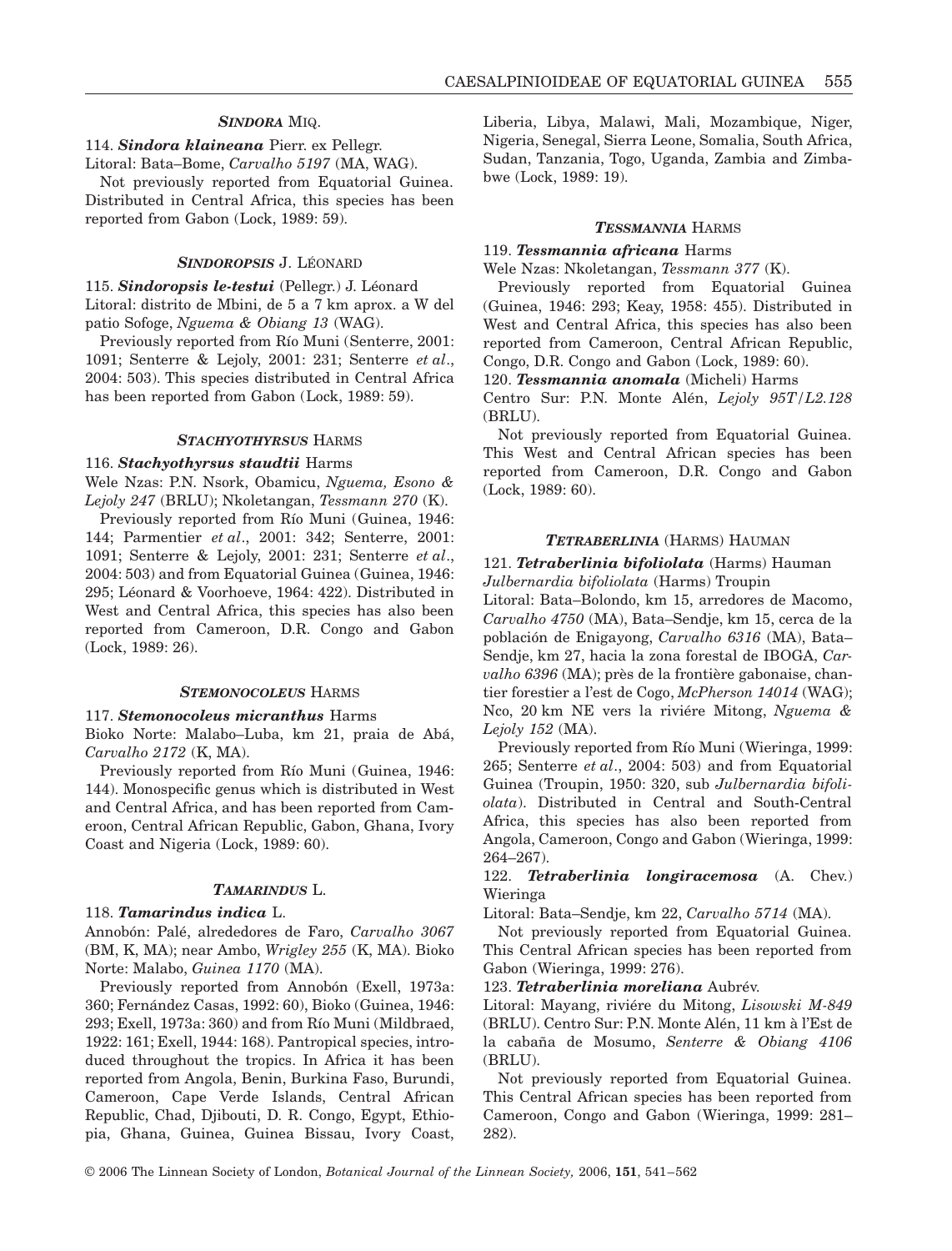### *SINDORA* MIQ.

114. ***Sindora klaineana*** Pierr. ex Pellegr.
Litoral: Bata–Bome, *Carvalho 5197* (MA, WAG).

Not previously reported from Equatorial Guinea. Distributed in Central Africa, this species has been reported from Gabon (Lock, 1989: 59).

### *SINDOROPSIS* J. LÉONARD

115. ***Sindoropsis le-testui*** (Pellegr.) J. Léonard
Litoral: distrito de Mbini, de 5 a 7 km aprox. a W del patio Sofoge, *Nguema & Obiang 13* (WAG).

Previously reported from Río Muni (Senterre, 2001: 1091; Senterre & Lejoly, 2001: 231; Senterre *et al*., 2004: 503). This species distributed in Central Africa has been reported from Gabon (Lock, 1989: 59).

### *STACHYOTHYRSUS* HARMS

116. ***Stachyothyrsus staudtii*** Harms
Wele Nzas: P.N. Nsork, Obamicu, *Nguema, Esono & Lejoly 247* (BRLU); Nkoletangan, *Tessmann 270* (K).

Previously reported from Río Muni (Guinea, 1946: 144; Parmentier *et al*., 2001: 342; Senterre, 2001: 1091; Senterre & Lejoly, 2001: 231; Senterre *et al*., 2004: 503) and from Equatorial Guinea (Guinea, 1946: 295; Léonard & Voorhoeve, 1964: 422). Distributed in West and Central Africa, this species has also been reported from Cameroon, D.R. Congo and Gabon (Lock, 1989: 26).

### *STEMONOCOLEUS* HARMS

117. ***Stemonocoleus micranthus*** Harms
Bioko Norte: Malabo–Luba, km 21, praia de Abá, *Carvalho 2172* (K, MA).

Previously reported from Río Muni (Guinea, 1946: 144). Monospecific genus which is distributed in West and Central Africa, and has been reported from Cameroon, Central African Republic, Gabon, Ghana, Ivory Coast and Nigeria (Lock, 1989: 60).

### *TAMARINDUS* L.

118. ***Tamarindus indica*** L.
Annobón: Palé, alrededores de Faro, *Carvalho 3067* (BM, K, MA); near Ambo, *Wrigley 255* (K, MA). Bioko Norte: Malabo, *Guinea 1170* (MA).

Previously reported from Annobón (Exell, 1973a: 360; Fernández Casas, 1992: 60), Bioko (Guinea, 1946: 293; Exell, 1973a: 360) and from Río Muni (Mildbraed, 1922: 161; Exell, 1944: 168). Pantropical species, introduced throughout the tropics. In Africa it has been reported from Angola, Benin, Burkina Faso, Burundi, Cameroon, Cape Verde Islands, Central African Republic, Chad, Djibouti, D. R. Congo, Egypt, Ethiopia, Ghana, Guinea, Guinea Bissau, Ivory Coast, Liberia, Libya, Malawi, Mali, Mozambique, Niger, Nigeria, Senegal, Sierra Leone, Somalia, South Africa, Sudan, Tanzania, Togo, Uganda, Zambia and Zimbabwe (Lock, 1989: 19).

### *TESSMANNIA* HARMS

119. ***Tessmannia africana*** Harms
Wele Nzas: Nkoletangan, *Tessmann 377* (K).

Previously reported from Equatorial Guinea (Guinea, 1946: 293; Keay, 1958: 455). Distributed in West and Central Africa, this species has also been reported from Cameroon, Central African Republic, Congo, D.R. Congo and Gabon (Lock, 1989: 60).

120. ***Tessmannia anomala*** (Micheli) Harms
Centro Sur: P.N. Monte Alén, *Lejoly 95T/L2.128* (BRLU).

Not previously reported from Equatorial Guinea. This West and Central African species has been reported from Cameroon, D.R. Congo and Gabon (Lock, 1989: 60).

### *TETRABERLINIA* (HARMS) HAUMAN

121. ***Tetraberlinia bifoliolata*** (Harms) Hauman
*Julbernardia bifoliolata* (Harms) Troupin
Litoral: Bata–Bolondo, km 15, arredores de Macomo, *Carvalho 4750* (MA), Bata–Sendje, km 15, cerca de la población de Enigayong, *Carvalho 6316* (MA), Bata–Sendje, km 27, hacia la zona forestal de IBOGA, *Carvalho 6396* (MA); près de la frontière gabonaise, chantier forestier a l'est de Cogo, *McPherson 14014* (WAG); Nco, 20 km NE vers la riviére Mitong, *Nguema & Lejoly 152* (MA).

Previously reported from Río Muni (Wieringa, 1999: 265; Senterre *et al*., 2004: 503) and from Equatorial Guinea (Troupin, 1950: 320, sub *Julbernardia bifoliolata*). Distributed in Central and South-Central Africa, this species has also been reported from Angola, Cameroon, Congo and Gabon (Wieringa, 1999: 264–267).

122. ***Tetraberlinia longiracemosa*** (A. Chev.) Wieringa
Litoral: Bata–Sendje, km 22, *Carvalho 5714* (MA).

Not previously reported from Equatorial Guinea. This Central African species has been reported from Gabon (Wieringa, 1999: 276).

123. ***Tetraberlinia moreliana*** Aubrév.
Litoral: Mayang, riviére du Mitong, *Lisowski M-849* (BRLU). Centro Sur: P.N. Monte Alén, 11 km à l'Est de la cabaña de Mosumo, *Senterre & Obiang 4106* (BRLU).

Not previously reported from Equatorial Guinea. This Central African species has been reported from Cameroon, Congo and Gabon (Wieringa, 1999: 281–282).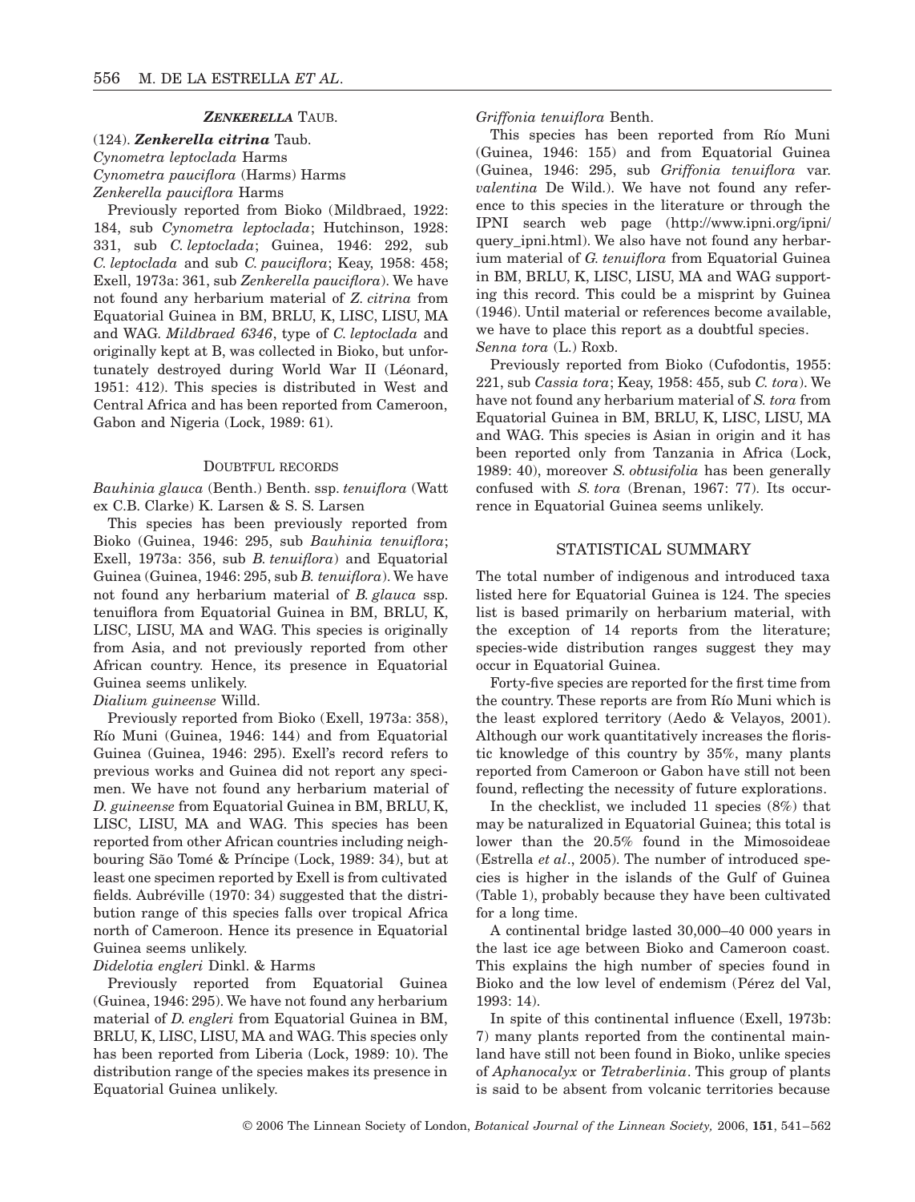### *ZENKERELLA* TAUB.

(124). ***Zenkerella citrina*** Taub.
*Cynometra leptoclada* Harms
*Cynometra pauciflora* (Harms) Harms
*Zenkerella pauciflora* Harms

Previously reported from Bioko (Mildbraed, 1922: 184, sub *Cynometra leptoclada*; Hutchinson, 1928: 331, sub *C. leptoclada*; Guinea, 1946: 292, sub *C. leptoclada* and sub *C. pauciflora*; Keay, 1958: 458; Exell, 1973a: 361, sub *Zenkerella pauciflora*). We have not found any herbarium material of *Z. citrina* from Equatorial Guinea in BM, BRLU, K, LISC, LISU, MA and WAG. *Mildbraed 6346*, type of *C. leptoclada* and originally kept at B, was collected in Bioko, but unfortunately destroyed during World War II (Léonard, 1951: 412). This species is distributed in West and Central Africa and has been reported from Cameroon, Gabon and Nigeria (Lock, 1989: 61).

## DOUBTFUL RECORDS

*Bauhinia glauca* (Benth.) Benth. ssp. *tenuiflora* (Watt ex C.B. Clarke) K. Larsen & S. S. Larsen

This species has been previously reported from Bioko (Guinea, 1946: 295, sub *Bauhinia tenuiflora*; Exell, 1973a: 356, sub *B. tenuiflora*) and Equatorial Guinea (Guinea, 1946: 295, sub *B. tenuiflora*). We have not found any herbarium material of *B. glauca* ssp. tenuiflora from Equatorial Guinea in BM, BRLU, K, LISC, LISU, MA and WAG. This species is originally from Asia, and not previously reported from other African country. Hence, its presence in Equatorial Guinea seems unlikely.

*Dialium guineense* Willd.

Previously reported from Bioko (Exell, 1973a: 358), Río Muni (Guinea, 1946: 144) and from Equatorial Guinea (Guinea, 1946: 295). Exell's record refers to previous works and Guinea did not report any specimen. We have not found any herbarium material of *D. guineense* from Equatorial Guinea in BM, BRLU, K, LISC, LISU, MA and WAG. This species has been reported from other African countries including neighbouring São Tomé & Príncipe (Lock, 1989: 34), but at least one specimen reported by Exell is from cultivated fields. Aubréville (1970: 34) suggested that the distribution range of this species falls over tropical Africa north of Cameroon. Hence its presence in Equatorial Guinea seems unlikely.

*Didelotia engleri* Dinkl. & Harms

Previously reported from Equatorial Guinea (Guinea, 1946: 295). We have not found any herbarium material of *D. engleri* from Equatorial Guinea in BM, BRLU, K, LISC, LISU, MA and WAG. This species only has been reported from Liberia (Lock, 1989: 10). The distribution range of the species makes its presence in Equatorial Guinea unlikely.

*Griffonia tenuiflora* Benth.

This species has been reported from Río Muni (Guinea, 1946: 155) and from Equatorial Guinea (Guinea, 1946: 295, sub *Griffonia tenuiflora* var. *valentina* De Wild.). We have not found any reference to this species in the literature or through the IPNI search web page (http://www.ipni.org/ipni/query_ipni.html). We also have not found any herbarium material of *G. tenuiflora* from Equatorial Guinea in BM, BRLU, K, LISC, LISU, MA and WAG supporting this record. This could be a misprint by Guinea (1946). Until material or references become available, we have to place this report as a doubtful species.

*Senna tora* (L.) Roxb.

Previously reported from Bioko (Cufodontis, 1955: 221, sub *Cassia tora*; Keay, 1958: 455, sub *C. tora*). We have not found any herbarium material of *S. tora* from Equatorial Guinea in BM, BRLU, K, LISC, LISU, MA and WAG. This species is Asian in origin and it has been reported only from Tanzania in Africa (Lock, 1989: 40), moreover *S. obtusifolia* has been generally confused with *S. tora* (Brenan, 1967: 77). Its occurrence in Equatorial Guinea seems unlikely.

## STATISTICAL SUMMARY

The total number of indigenous and introduced taxa listed here for Equatorial Guinea is 124. The species list is based primarily on herbarium material, with the exception of 14 reports from the literature; species-wide distribution ranges suggest they may occur in Equatorial Guinea.

Forty-five species are reported for the first time from the country. These reports are from Río Muni which is the least explored territory (Aedo & Velayos, 2001). Although our work quantitatively increases the floristic knowledge of this country by 35%, many plants reported from Cameroon or Gabon have still not been found, reflecting the necessity of future explorations.

In the checklist, we included 11 species (8%) that may be naturalized in Equatorial Guinea; this total is lower than the 20.5% found in the Mimosoideae (Estrella *et al*., 2005). The number of introduced species is higher in the islands of the Gulf of Guinea (Table 1), probably because they have been cultivated for a long time.

A continental bridge lasted 30,000–40 000 years in the last ice age between Bioko and Cameroon coast. This explains the high number of species found in Bioko and the low level of endemism (Pérez del Val, 1993: 14).

In spite of this continental influence (Exell, 1973b: 7) many plants reported from the continental mainland have still not been found in Bioko, unlike species of *Aphanocalyx* or *Tetraberlinia*. This group of plants is said to be absent from volcanic territories because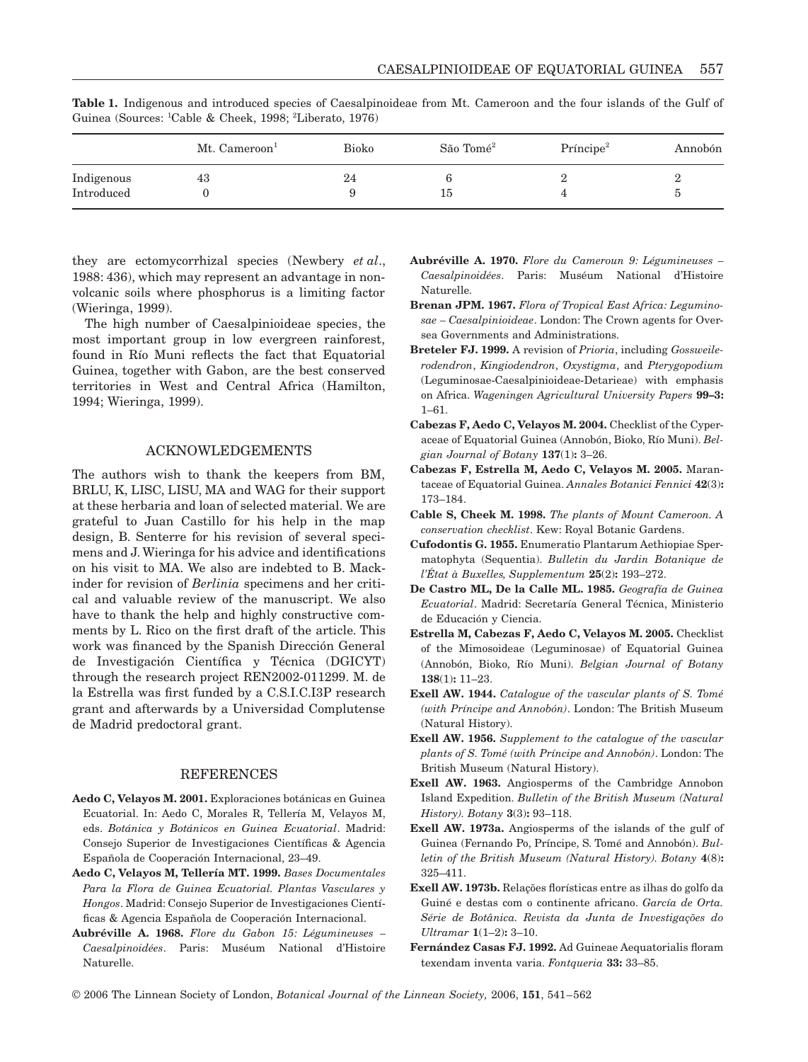**Table 1.** Indigenous and introduced species of Caesalpinoideae from Mt. Cameroon and the four islands of the Gulf of Guinea (Sources: [1]Cable & Cheek, 1998; [2]Liberato, 1976)

| | Mt. Cameroon[1] | Bioko | São Tomé[2] | Príncipe[2] | Annobón |
|---|---|---|---|---|---|
| Indigenous | 43 | 24 | 6 | 2 | 2 |
| Introduced | 0 | 9 | 15 | 4 | 5 |

they are ectomycorrhizal species (Newbery *et al*., 1988: 436), which may represent an advantage in non-volcanic soils where phosphorus is a limiting factor (Wieringa, 1999).

The high number of Caesalpinioideae species, the most important group in low evergreen rainforest, found in Río Muni reflects the fact that Equatorial Guinea, together with Gabon, are the best conserved territories in West and Central Africa (Hamilton, 1994; Wieringa, 1999).

## ACKNOWLEDGEMENTS

The authors wish to thank the keepers from BM, BRLU, K, LISC, LISU, MA and WAG for their support at these herbaria and loan of selected material. We are grateful to Juan Castillo for his help in the map design, B. Senterre for his revision of several specimens and J. Wieringa for his advice and identifications on his visit to MA. We also are indebted to B. Mackinder for revision of *Berlinia* specimens and her critical and valuable review of the manuscript. We also have to thank the help and highly constructive comments by L. Rico on the first draft of the article. This work was financed by the Spanish Dirección General de Investigación Científica y Técnica (DGICYT) through the research project REN2002-011299. M. de la Estrella was first funded by a C.S.I.C.I3P research grant and afterwards by a Universidad Complutense de Madrid predoctoral grant.

## REFERENCES

**Aedo C, Velayos M. 2001.** Exploraciones botánicas en Guinea Ecuatorial. In: Aedo C, Morales R, Tellería M, Velayos M, eds. *Botánica y Botánicos en Guinea Ecuatorial*. Madrid: Consejo Superior de Investigaciones Científicas & Agencia Española de Cooperación Internacional, 23–49.

**Aedo C, Velayos M, Tellería MT. 1999.** *Bases Documentales Para la Flora de Guinea Ecuatorial. Plantas Vasculares y Hongos*. Madrid: Consejo Superior de Investigaciones Científicas & Agencia Española de Cooperación Internacional.

**Aubréville A. 1968.** *Flore du Gabon 15: Légumineuses – Caesalpinoidées*. Paris: Muséum National d'Histoire Naturelle.

**Aubréville A. 1970.** *Flore du Cameroun 9: Légumineuses – Caesalpinoidées*. Paris: Muséum National d'Histoire Naturelle.

**Brenan JPM. 1967.** *Flora of Tropical East Africa: Leguminosae – Caesalpinioideae*. London: The Crown agents for Oversea Governments and Administrations.

**Breteler FJ. 1999.** A revision of *Prioria*, including *Gossweilerodendron*, *Kingiodendron*, *Oxystigma*, and *Pterygopodium* (Leguminosae-Caesalpinioideae-Detarieae) with emphasis on Africa. *Wageningen Agricultural University Papers* **99–3:** 1–61.

**Cabezas F, Aedo C, Velayos M. 2004.** Checklist of the Cyperaceae of Equatorial Guinea (Annobón, Bioko, Río Muni). *Belgian Journal of Botany* **137**(1)**:** 3–26.

**Cabezas F, Estrella M, Aedo C, Velayos M. 2005.** Marantaceae of Equatorial Guinea. *Annales Botanici Fennici* **42**(3)**:** 173–184.

**Cable S, Cheek M. 1998.** *The plants of Mount Cameroon. A conservation checklist*. Kew: Royal Botanic Gardens.

**Cufodontis G. 1955.** Enumeratio Plantarum Aethiopiae Spermatophyta (Sequentia). *Bulletin du Jardin Botanique de l'État à Buxelles, Supplementum* **25**(2)**:** 193–272.

**De Castro ML, De la Calle ML. 1985.** *Geografía de Guinea Ecuatorial*. Madrid: Secretaría General Técnica, Ministerio de Educación y Ciencia.

**Estrella M, Cabezas F, Aedo C, Velayos M. 2005.** Checklist of the Mimosoideae (Leguminosae) of Equatorial Guinea (Annobón, Bioko, Río Muni). *Belgian Journal of Botany* **138**(1)**:** 11–23.

**Exell AW. 1944.** *Catalogue of the vascular plants of S. Tomé (with Príncipe and Annobón)*. London: The British Museum (Natural History).

**Exell AW. 1956.** *Supplement to the catalogue of the vascular plants of S. Tomé (with Príncipe and Annobón)*. London: The British Museum (Natural History).

**Exell AW. 1963.** Angiosperms of the Cambridge Annobon Island Expedition. *Bulletin of the British Museum (Natural History). Botany* **3**(3)**:** 93–118.

**Exell AW. 1973a.** Angiosperms of the islands of the gulf of Guinea (Fernando Po, Príncipe, S. Tomé and Annobón). *Bulletin of the British Museum (Natural History). Botany* **4**(8)**:** 325–411.

**Exell AW. 1973b.** Relações florísticas entre as ilhas do golfo da Guiné e destas com o continente africano. *García de Orta. Série de Botânica. Revista da Junta de Investigações do Ultramar* **1**(1–2)**:** 3–10.

**Fernández Casas FJ. 1992.** Ad Guineae Aequatorialis floram texendam inventa varia. *Fontqueria* **33:** 33–85.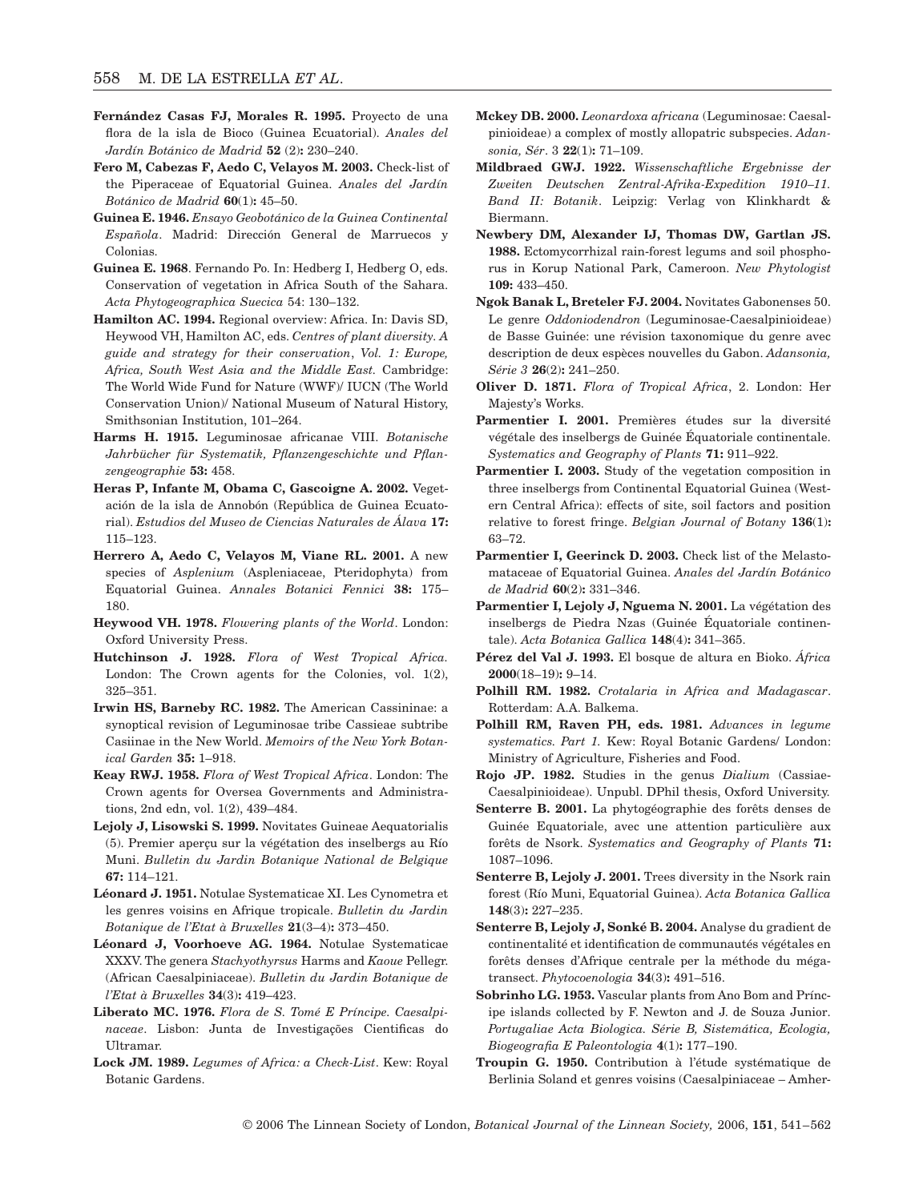**Fernández Casas FJ, Morales R. 1995.** Proyecto de una flora de la isla de Bioco (Guinea Ecuatorial). *Anales del Jardín Botánico de Madrid* **52** (2)**:** 230–240.

**Fero M, Cabezas F, Aedo C, Velayos M. 2003.** Check-list of the Piperaceae of Equatorial Guinea. *Anales del Jardín Botánico de Madrid* **60**(1)**:** 45–50.

**Guinea E. 1946.** *Ensayo Geobotánico de la Guinea Continental Española*. Madrid: Dirección General de Marruecos y Colonias.

**Guinea E. 1968**. Fernando Po. In: Hedberg I, Hedberg O, eds. Conservation of vegetation in Africa South of the Sahara. *Acta Phytogeographica Suecica* 54: 130–132.

**Hamilton AC. 1994.** Regional overview: Africa. In: Davis SD, Heywood VH, Hamilton AC, eds. *Centres of plant diversity. A guide and strategy for their conservation*, *Vol. 1: Europe, Africa, South West Asia and the Middle East.* Cambridge: The World Wide Fund for Nature (WWF)/ IUCN (The World Conservation Union)/ National Museum of Natural History, Smithsonian Institution, 101–264.

**Harms H. 1915.** Leguminosae africanae VIII. *Botanische Jahrbücher für Systematik, Pflanzengeschichte und Pflanzengeographie* **53:** 458.

**Heras P, Infante M, Obama C, Gascoigne A. 2002.** Vegetación de la isla de Annobón (República de Guinea Ecuatorial). *Estudios del Museo de Ciencias Naturales de Álava* **17:** 115–123.

**Herrero A, Aedo C, Velayos M, Viane RL. 2001.** A new species of *Asplenium* (Aspleniaceae, Pteridophyta) from Equatorial Guinea. *Annales Botanici Fennici* **38:** 175–180.

**Heywood VH. 1978.** *Flowering plants of the World*. London: Oxford University Press.

**Hutchinson J. 1928.** *Flora of West Tropical Africa.* London: The Crown agents for the Colonies, vol. 1(2), 325–351.

**Irwin HS, Barneby RC. 1982.** The American Cassininae: a synoptical revision of Leguminosae tribe Cassieae subtribe Casiinae in the New World. *Memoirs of the New York Botanical Garden* **35:** 1–918.

**Keay RWJ. 1958.** *Flora of West Tropical Africa*. London: The Crown agents for Oversea Governments and Administrations, 2nd edn, vol. 1(2), 439–484.

**Lejoly J, Lisowski S. 1999.** Novitates Guineae Aequatorialis (5). Premier aperçu sur la végétation des inselbergs au Río Muni. *Bulletin du Jardin Botanique National de Belgique* **67:** 114–121.

**Léonard J. 1951.** Notulae Systematicae XI. Les Cynometra et les genres voisins en Afrique tropicale. *Bulletin du Jardin Botanique de l'Etat à Bruxelles* **21**(3–4)**:** 373–450.

**Léonard J, Voorhoeve AG. 1964.** Notulae Systematicae XXXV. The genera *Stachyothyrsus* Harms and *Kaoue* Pellegr. (African Caesalpiniaceae). *Bulletin du Jardin Botanique de l'Etat à Bruxelles* **34**(3)**:** 419–423.

**Liberato MC. 1976.** *Flora de S. Tomé E Príncipe. Caesalpinaceae*. Lisbon: Junta de Investigações Cientificas do Ultramar.

**Lock JM. 1989.** *Legumes of Africa: a Check-List*. Kew: Royal Botanic Gardens.

**Mckey DB. 2000.** *Leonardoxa africana* (Leguminosae: Caesalpinioideae) a complex of mostly allopatric subspecies. *Adansonia, Sér*. 3 **22**(1)**:** 71–109.

**Mildbraed GWJ. 1922.** *Wissenschaftliche Ergebnisse der Zweiten Deutschen Zentral-Afrika-Expedition 1910–11. Band II: Botanik*. Leipzig: Verlag von Klinkhardt & Biermann.

**Newbery DM, Alexander IJ, Thomas DW, Gartlan JS. 1988.** Ectomycorrhizal rain-forest legums and soil phosphorus in Korup National Park, Cameroon. *New Phytologist* **109:** 433–450.

**Ngok Banak L, Breteler FJ. 2004.** Novitates Gabonenses 50. Le genre *Oddoniodendron* (Leguminosae-Caesalpinioideae) de Basse Guinée: une révision taxonomique du genre avec description de deux espèces nouvelles du Gabon. *Adansonia, Série 3* **26**(2)**:** 241–250.

**Oliver D. 1871.** *Flora of Tropical Africa*, 2. London: Her Majesty's Works.

**Parmentier I. 2001.** Premières études sur la diversité végétale des inselbergs de Guinée Équatoriale continentale. *Systematics and Geography of Plants* **71:** 911–922.

**Parmentier I. 2003.** Study of the vegetation composition in three inselbergs from Continental Equatorial Guinea (Western Central Africa): effects of site, soil factors and position relative to forest fringe. *Belgian Journal of Botany* **136**(1)**:** 63–72.

**Parmentier I, Geerinck D. 2003.** Check list of the Melastomataceae of Equatorial Guinea. *Anales del Jardín Botánico de Madrid* **60**(2)**:** 331–346.

**Parmentier I, Lejoly J, Nguema N. 2001.** La végétation des inselbergs de Piedra Nzas (Guinée Équatoriale continentale). *Acta Botanica Gallica* **148**(4)**:** 341–365.

**Pérez del Val J. 1993.** El bosque de altura en Bioko. *África* **2000**(18–19)**:** 9–14.

**Polhill RM. 1982.** *Crotalaria in Africa and Madagascar*. Rotterdam: A.A. Balkema.

**Polhill RM, Raven PH, eds. 1981.** *Advances in legume systematics. Part 1.* Kew: Royal Botanic Gardens/ London: Ministry of Agriculture, Fisheries and Food.

**Rojo JP. 1982.** Studies in the genus *Dialium* (Cassiae-Caesalpinioideae). Unpubl. DPhil thesis, Oxford University.

**Senterre B. 2001.** La phytogéographie des forêts denses de Guinée Equatoriale, avec une attention particulière aux forêts de Nsork. *Systematics and Geography of Plants* **71:** 1087–1096.

**Senterre B, Lejoly J. 2001.** Trees diversity in the Nsork rain forest (Río Muni, Equatorial Guinea). *Acta Botanica Gallica* **148**(3)**:** 227–235.

**Senterre B, Lejoly J, Sonké B. 2004.** Analyse du gradient de continentalité et identification de communautés végétales en forêts denses d'Afrique centrale par la méthode du mégatransect. *Phytocoenologia* **34**(3)**:** 491–516.

**Sobrinho LG. 1953.** Vascular plants from Ano Bom and Príncipe islands collected by F. Newton and J. de Souza Junior. *Portugaliae Acta Biologica. Série B, Sistemática, Ecologia, Biogeografia E Paleontologia* **4**(1)**:** 177–190.

**Troupin G. 1950.** Contribution à l'étude systématique de Berlinia Soland et genres voisins (Caesalpiniaceae – Amher-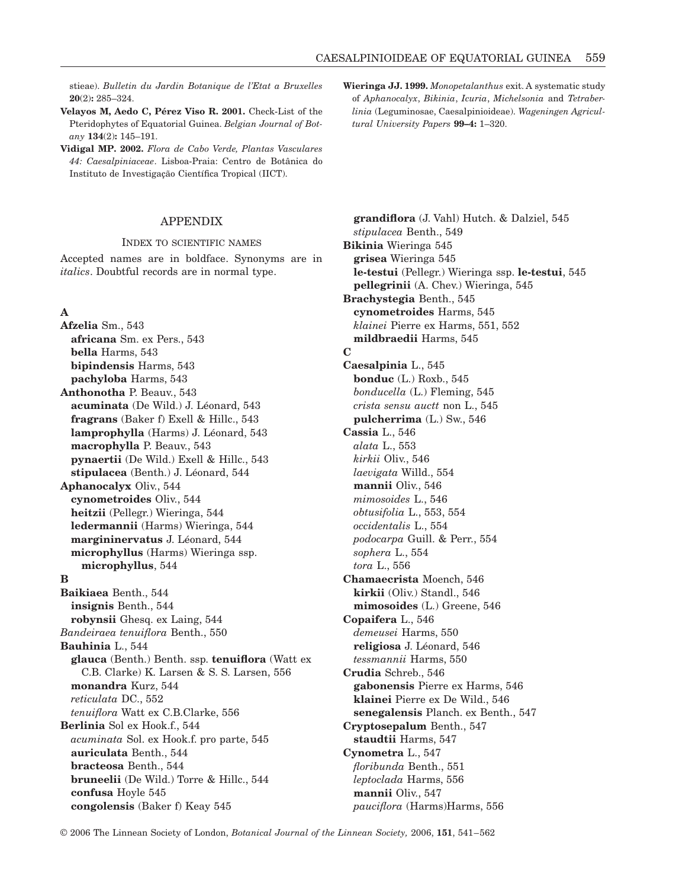stieae). *Bulletin du Jardin Botanique de l'Etat a Bruxelles* **20**(2)**:** 285–324.

**Velayos M, Aedo C, Pérez Viso R. 2001.** Check-List of the Pteridophytes of Equatorial Guinea. *Belgian Journal of Botany* **134**(2)**:** 145–191.

**Vidigal MP. 2002.** *Flora de Cabo Verde, Plantas Vasculares 44: Caesalpiniaceae*. Lisboa-Praia: Centro de Botânica do Instituto de Investigação Científica Tropical (IICT).

**Wieringa JJ. 1999.** *Monopetalanthus* exit. A systematic study of *Aphanocalyx*, *Bikinia*, *Icuria*, *Michelsonia* and *Tetraberlinia* (Leguminosae, Caesalpinioideae). *Wageningen Agricultural University Papers* **99–4:** 1–320.

## APPENDIX

### INDEX TO SCIENTIFIC NAMES

Accepted names are in boldface. Synonyms are in *italics*. Doubtful records are in normal type.

**A**

**Afzelia** Sm., 543
- **africana** Sm. ex Pers., 543
- **bella** Harms, 543
- **bipindensis** Harms, 543
- **pachyloba** Harms, 543

**Anthonotha** P. Beauv., 543
- **acuminata** (De Wild.) J. Léonard, 543
- **fragrans** (Baker f) Exell & Hillc., 543
- **lamprophylla** (Harms) J. Léonard, 543
- **macrophylla** P. Beauv., 543
- **pynaertii** (De Wild.) Exell & Hillc., 543
- **stipulacea** (Benth.) J. Léonard, 544

**Aphanocalyx** Oliv., 544
- **cynometroides** Oliv., 544
- **heitzii** (Pellegr.) Wieringa, 544
- **ledermannii** (Harms) Wieringa, 544
- **margininervatus** J. Léonard, 544
- **microphyllus** (Harms) Wieringa ssp. **microphyllus**, 544

**B**

**Baikiaea** Benth., 544
- **insignis** Benth., 544
- **robynsii** Ghesq. ex Laing, 544

*Bandeiraea tenuiflora* Benth., 550

**Bauhinia** L., 544
- **glauca** (Benth.) Benth. ssp. **tenuiflora** (Watt ex C.B. Clarke) K. Larsen & S. S. Larsen, 556
- **monandra** Kurz, 544
- *reticulata* DC., 552
- *tenuiflora* Watt ex C.B.Clarke, 556

**Berlinia** Sol ex Hook.f., 544
- *acuminata* Sol. ex Hook.f. pro parte, 545
- **auriculata** Benth., 544
- **bracteosa** Benth., 544
- **bruneelii** (De Wild.) Torre & Hillc., 544
- **confusa** Hoyle 545
- **congolensis** (Baker f) Keay 545
- **grandiflora** (J. Vahl) Hutch. & Dalziel, 545
- *stipulacea* Benth., 549

**Bikinia** Wieringa 545
- **grisea** Wieringa 545
- **le-testui** (Pellegr.) Wieringa ssp. **le-testui**, 545
- **pellegrinii** (A. Chev.) Wieringa, 545

**Brachystegia** Benth., 545
- **cynometroides** Harms, 545
- *klainei* Pierre ex Harms, 551, 552
- **mildbraedii** Harms, 545

**C**

**Caesalpinia** L., 545
- **bonduc** (L.) Roxb., 545
- *bonducella* (L.) Fleming, 545
- *crista sensu auctt* non L., 545
- **pulcherrima** (L.) Sw., 546

**Cassia** L., 546
- *alata* L., 553
- *kirkii* Oliv., 546
- *laevigata* Willd., 554
- **mannii** Oliv., 546
- *mimosoides* L., 546
- *obtusifolia* L., 553, 554
- *occidentalis* L., 554
- *podocarpa* Guill. & Perr., 554
- *sophera* L., 554
- *tora* L., 556

**Chamaecrista** Moench, 546
- **kirkii** (Oliv.) Standl., 546
- **mimosoides** (L.) Greene, 546

**Copaifera** L., 546
- *demeusei* Harms, 550
- **religiosa** J. Léonard, 546
- *tessmannii* Harms, 550

**Crudia** Schreb., 546
- **gabonensis** Pierre ex Harms, 546
- **klainei** Pierre ex De Wild., 546
- **senegalensis** Planch. ex Benth., 547

**Cryptosepalum** Benth., 547
- **staudtii** Harms, 547

**Cynometra** L., 547
- *floribunda* Benth., 551
- *leptoclada* Harms, 556
- **mannii** Oliv., 547
- *pauciflora* (Harms)Harms, 556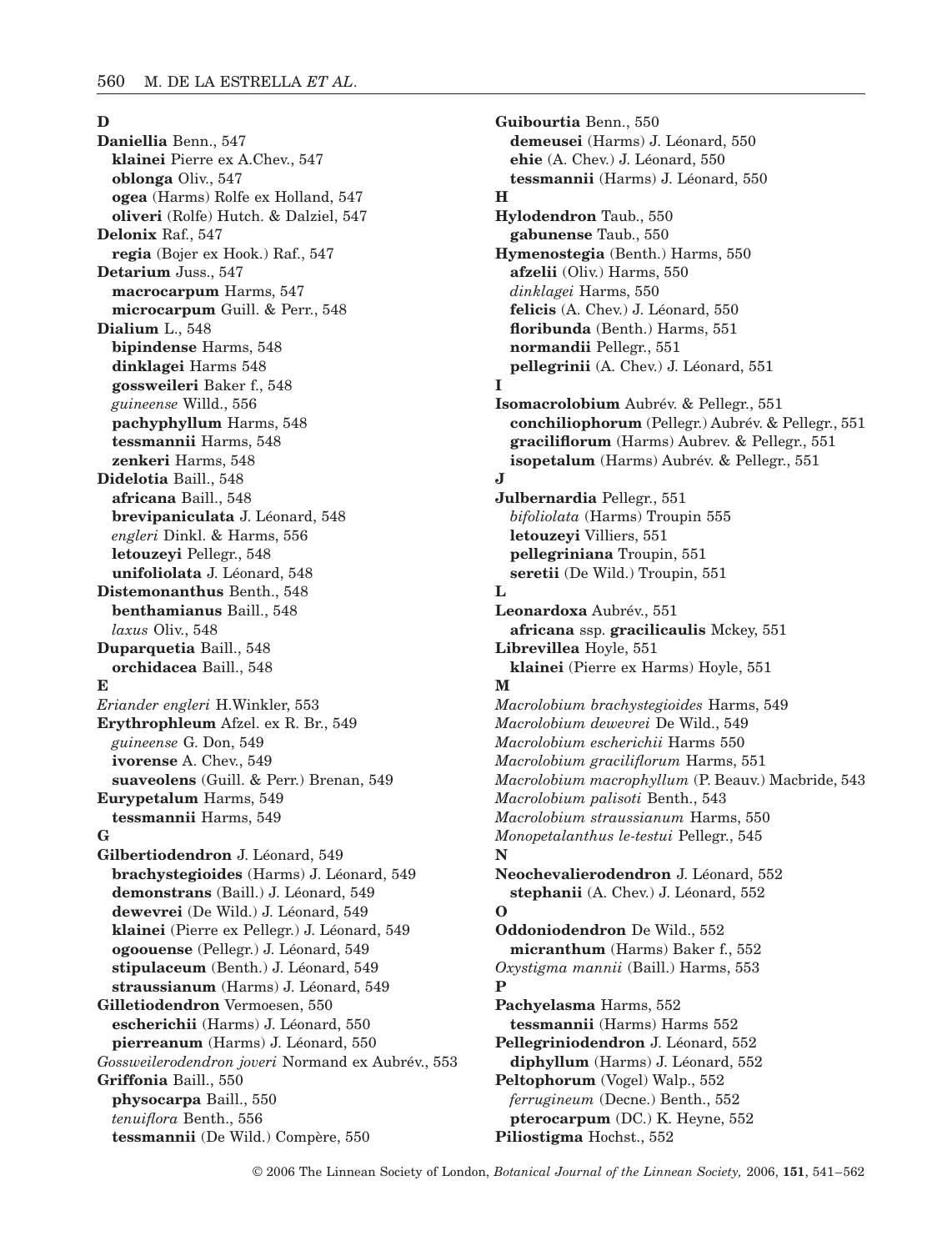**D**

**Daniellia** Benn., 547
  **klainei** Pierre ex A.Chev., 547
  **oblonga** Oliv., 547
  **ogea** (Harms) Rolfe ex Holland, 547
  **oliveri** (Rolfe) Hutch. & Dalziel, 547
**Delonix** Raf., 547
  **regia** (Bojer ex Hook.) Raf., 547
**Detarium** Juss., 547
  **macrocarpum** Harms, 547
  **microcarpum** Guill. & Perr., 548
**Dialium** L., 548
  **bipindense** Harms, 548
  **dinklagei** Harms 548
  **gossweileri** Baker f., 548
  *guineense* Willd., 556
  **pachyphyllum** Harms, 548
  **tessmannii** Harms, 548
  **zenkeri** Harms, 548
**Didelotia** Baill., 548
  **africana** Baill., 548
  **brevipaniculata** J. Léonard, 548
  *engleri* Dinkl. & Harms, 556
  **letouzeyi** Pellegr., 548
  **unifoliolata** J. Léonard, 548
**Distemonanthus** Benth., 548
  **benthamianus** Baill., 548
  *laxus* Oliv., 548
**Duparquetia** Baill., 548
  **orchidacea** Baill., 548

**E**

*Eriander engleri* H.Winkler, 553
**Erythrophleum** Afzel. ex R. Br., 549
  *guineense* G. Don, 549
  **ivorense** A. Chev., 549
  **suaveolens** (Guill. & Perr.) Brenan, 549
**Eurypetalum** Harms, 549
  **tessmannii** Harms, 549

**G**

**Gilbertiodendron** J. Léonard, 549
  **brachystegioides** (Harms) J. Léonard, 549
  **demonstrans** (Baill.) J. Léonard, 549
  **dewevrei** (De Wild.) J. Léonard, 549
  **klainei** (Pierre ex Pellegr.) J. Léonard, 549
  **ogoouense** (Pellegr.) J. Léonard, 549
  **stipulaceum** (Benth.) J. Léonard, 549
  **straussianum** (Harms) J. Léonard, 549
**Gilletiodendron** Vermoesen, 550
  **escherichii** (Harms) J. Léonard, 550
  **pierreanum** (Harms) J. Léonard, 550
*Gossweilerodendron joveri* Normand ex Aubrév., 553
**Griffonia** Baill., 550
  **physocarpa** Baill., 550
  *tenuiflora* Benth., 556
  **tessmannii** (De Wild.) Compère, 550
**Guibourtia** Benn., 550
  **demeusei** (Harms) J. Léonard, 550
  **ehie** (A. Chev.) J. Léonard, 550
  **tessmannii** (Harms) J. Léonard, 550

**H**

**Hylodendron** Taub., 550
  **gabunense** Taub., 550
**Hymenostegia** (Benth.) Harms, 550
  **afzelii** (Oliv.) Harms, 550
  *dinklagei* Harms, 550
  **felicis** (A. Chev.) J. Léonard, 550
  **floribunda** (Benth.) Harms, 551
  **normandii** Pellegr., 551
  **pellegrinii** (A. Chev.) J. Léonard, 551

**I**

**Isomacrolobium** Aubrév. & Pellegr., 551
  **conchiliophorum** (Pellegr.) Aubrév. & Pellegr., 551
  **graciliflorum** (Harms) Aubrev. & Pellegr., 551
  **isopetalum** (Harms) Aubrév. & Pellegr., 551

**J**

**Julbernardia** Pellegr., 551
  *bifoliolata* (Harms) Troupin 555
  **letouzeyi** Villiers, 551
  **pellegriniana** Troupin, 551
  **seretii** (De Wild.) Troupin, 551

**L**

**Leonardoxa** Aubrév., 551
  **africana** ssp. **gracilicaulis** Mckey, 551
**Librevillea** Hoyle, 551
  **klainei** (Pierre ex Harms) Hoyle, 551

**M**

*Macrolobium brachystegioides* Harms, 549
*Macrolobium dewevrei* De Wild., 549
*Macrolobium escherichii* Harms 550
*Macrolobium graciliflorum* Harms, 551
*Macrolobium macrophyllum* (P. Beauv.) Macbride, 543
*Macrolobium palisoti* Benth., 543
*Macrolobium straussianum* Harms, 550
*Monopetalanthus le-testui* Pellegr., 545

**N**

**Neochevalierodendron** J. Léonard, 552
  **stephanii** (A. Chev.) J. Léonard, 552

**O**

**Oddoniodendron** De Wild., 552
  **micranthum** (Harms) Baker f., 552
*Oxystigma mannii* (Baill.) Harms, 553

**P**

**Pachyelasma** Harms, 552
  **tessmannii** (Harms) Harms 552
**Pellegriniodendron** J. Léonard, 552
  **diphyllum** (Harms) J. Léonard, 552
**Peltophorum** (Vogel) Walp., 552
  *ferrugineum* (Decne.) Benth., 552
  **pterocarpum** (DC.) K. Heyne, 552
**Piliostigma** Hochst., 552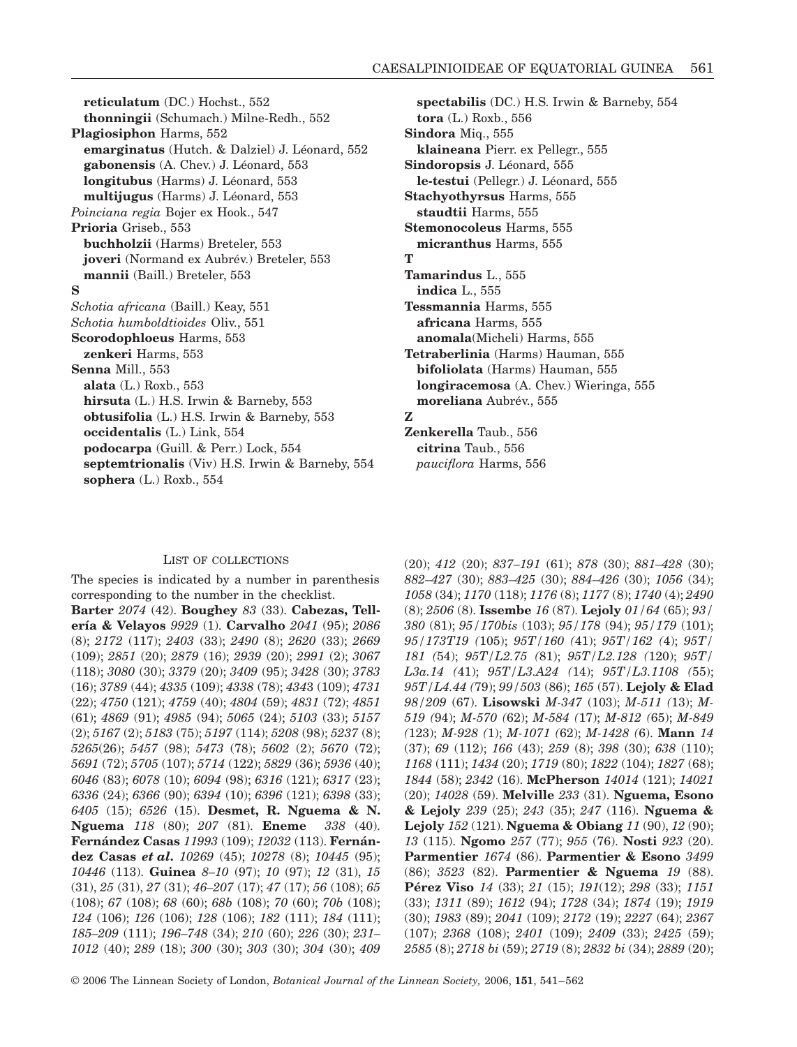**reticulatum** (DC.) Hochst., 552
**thonningii** (Schumach.) Milne-Redh., 552
**Plagiosiphon** Harms, 552
**emarginatus** (Hutch. & Dalziel) J. Léonard, 552
**gabonensis** (A. Chev.) J. Léonard, 553
**longitubus** (Harms) J. Léonard, 553
**multijugus** (Harms) J. Léonard, 553
*Poinciana regia* Bojer ex Hook., 547
**Prioria** Griseb., 553
**buchholzii** (Harms) Breteler, 553
**joveri** (Normand ex Aubrév.) Breteler, 553
**mannii** (Baill.) Breteler, 553
**S**
*Schotia africana* (Baill.) Keay, 551
*Schotia humboldtioides* Oliv., 551
**Scorodophloeus** Harms, 553
**zenkeri** Harms, 553
**Senna** Mill., 553
**alata** (L.) Roxb., 553
**hirsuta** (L.) H.S. Irwin & Barneby, 553
**obtusifolia** (L.) H.S. Irwin & Barneby, 553
**occidentalis** (L.) Link, 554
**podocarpa** (Guill. & Perr.) Lock, 554
**septemtrionalis** (Viv) H.S. Irwin & Barneby, 554
**sophera** (L.) Roxb., 554
**spectabilis** (DC.) H.S. Irwin & Barneby, 554
**tora** (L.) Roxb., 556
**Sindora** Miq., 555
**klaineana** Pierr. ex Pellegr., 555
**Sindoropsis** J. Léonard, 555
**le-testui** (Pellegr.) J. Léonard, 555
**Stachyothyrsus** Harms, 555
**staudtii** Harms, 555
**Stemonocoleus** Harms, 555
**micranthus** Harms, 555
**T**
**Tamarindus** L., 555
**indica** L., 555
**Tessmannia** Harms, 555
**africana** Harms, 555
**anomala**(Micheli) Harms, 555
**Tetraberlinia** (Harms) Hauman, 555
**bifoliolata** (Harms) Hauman, 555
**longiracemosa** (A. Chev.) Wieringa, 555
**moreliana** Aubrév., 555
**Z**
**Zenkerella** Taub., 556
**citrina** Taub., 556
*pauciflora* Harms, 556

## List of collections

The species is indicated by a number in parenthesis corresponding to the number in the checklist.

**Barter** *2074* (42). **Boughey** *83* (33). **Cabezas, Tellería & Velayos** *9929* (1). **Carvalho** *2041* (95); *2086* (8); *2172* (117); *2403* (33); *2490* (8); *2620* (33); *2669* (109); *2851* (20); *2879* (16); *2939* (20); *2991* (2); *3067* (118); *3080* (30); *3379* (20); *3409* (95); *3428* (30); *3783* (16); *3789* (44); *4335* (109); *4338* (78); *4343* (109); *4731* (22); *4750* (121); *4759* (40); *4804* (59); *4831* (72); *4851* (61); *4869* (91); *4985* (94); *5065* (24); *5103* (33); *5157* (2); *5167* (2); *5183* (75); *5197* (114); *5208* (98); *5237* (8); *5265*(26); *5457* (98); *5473* (78); *5602* (2); *5670* (72); *5691* (72); *5705* (107); *5714* (122); *5829* (36); *5936* (40); *6046* (83); *6078* (10); *6094* (98); *6316* (121); *6317* (23); *6336* (24); *6366* (90); *6394* (10); *6396* (121); *6398* (33); *6405* (15); *6526* (15). **Desmet, R. Nguema & N. Nguema** *118* (80); *207* (81). **Eneme** *338* (40). **Fernández Casas** *11993* (109); *12032* (113). **Fernández Casas *et al*.** *10269* (45); *10278* (8); *10445* (95); *10446* (113). **Guinea** *8–10* (97); *10* (97); *12* (31), *15* (31), *25* (31), *27* (31); *46–207* (17); *47* (17); *56* (108); *65* (108); *67* (108); *68* (60); *68b* (108); *70* (60); *70b* (108); *124* (106); *126* (106); *128* (106); *182* (111); *184* (111); *185–209* (111); *196–748* (34); *210* (60); *226* (30); *231–1012* (40); *289* (18); *300* (30); *303* (30); *304* (30); *409* (20); *412* (20); *837–191* (61); *878* (30); *881–428* (30); *882–427* (30); *883–425* (30); *884–426* (30); *1056* (34); *1058* (34); *1170* (118); *1176* (8); *1177* (8); *1740* (4); *2490* (8); *2506* (8). **Issembe** *16* (87). **Lejoly** *01/64* (65); *93/380* (81); *95/170bis* (103); *95/178* (94); *95/179* (101); *95/173T19* (105); *95T/160* (41); *95T/162* (4); *95T/181* (54); *95T/L2.75* (81); *95T/L2.128* (120); *95T/L3a.14* (41); *95T/L3.A24* (14); *95T/L3.1108* (55); *95T/L4.44* (79); *99/503* (86); *165* (57). **Lejoly & Elad** *98/209* (67). **Lisowski** *M-347* (103); *M-511* (13); *M-519* (94); *M-570* (62); *M-584* (17); *M-812* (65); *M-849* (123); *M-928* (1); *M-1071* (62); *M-1428* (6). **Mann** *14* (37); *69* (112); *166* (43); *259* (8); *398* (30); *638* (110); *1168* (111); *1434* (20); *1719* (80); *1822* (104); *1827* (68); *1844* (58); *2342* (16). **McPherson** *14014* (121); *14021* (20); *14028* (59). **Melville** *233* (31). **Nguema, Esono & Lejoly** *239* (25); *243* (35); *247* (116). **Nguema & Lejoly** *152* (121). **Nguema & Obiang** *11* (90); *12* (90); *13* (115). **Ngomo** *257* (77); *955* (76). **Nosti** *923* (20). **Parmentier** *1674* (86). **Parmentier & Esono** *3499* (86); *3523* (82). **Parmentier & Nguema** *19* (88). **Pérez Viso** *14* (33); *21* (15); *191*(12); *298* (33); *1151* (33); *1311* (89); *1612* (94); *1728* (34); *1874* (19); *1919* (30); *1983* (89); *2041* (109); *2172* (19); *2227* (64); *2367* (107); *2368* (108); *2401* (109); *2409* (33); *2425* (59); *2585* (8); *2718 bi* (59); *2719* (8); *2832 bi* (34); *2889* (20);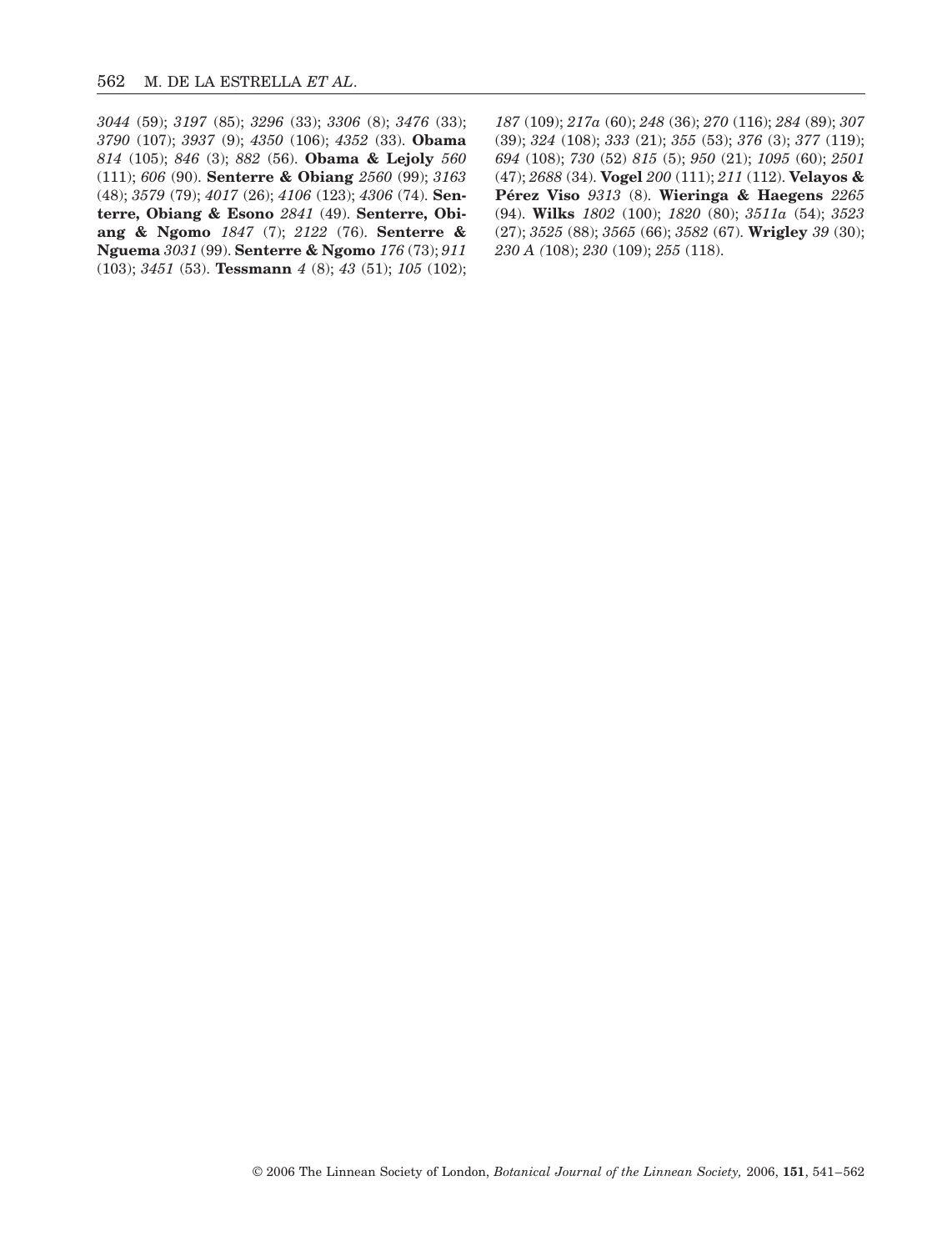*3044* (59); *3197* (85); *3296* (33); *3306* (8); *3476* (33); *3790* (107); *3937* (9); *4350* (106); *4352* (33). **Obama** *814* (105); *846* (3); *882* (56). **Obama & Lejoly** *560* (111); *606* (90). **Senterre & Obiang** *2560* (99); *3163* (48); *3579* (79); *4017* (26); *4106* (123); *4306* (74). **Senterre, Obiang & Esono** *2841* (49). **Senterre, Obiang & Ngomo** *1847* (7); *2122* (76). **Senterre & Nguema** *3031* (99). **Senterre & Ngomo** *176* (73); *911* (103); *3451* (53). **Tessmann** *4* (8); *43* (51); *105* (102); *187* (109); *217a* (60); *248* (36); *270* (116); *284* (89); *307* (39); *324* (108); *333* (21); *355* (53); *376* (3); *377* (119); *694* (108); *730* (52) *815* (5); *950* (21); *1095* (60); *2501* (47); *2688* (34). **Vogel** *200* (111); *211* (112). **Velayos & Pérez Viso** *9313* (8). **Wieringa & Haegens** *2265* (94). **Wilks** *1802* (100); *1820* (80); *3511a* (54); *3523* (27); *3525* (88); *3565* (66); *3582* (67). **Wrigley** *39* (30); *230 A (*108); *230* (109); *255* (118).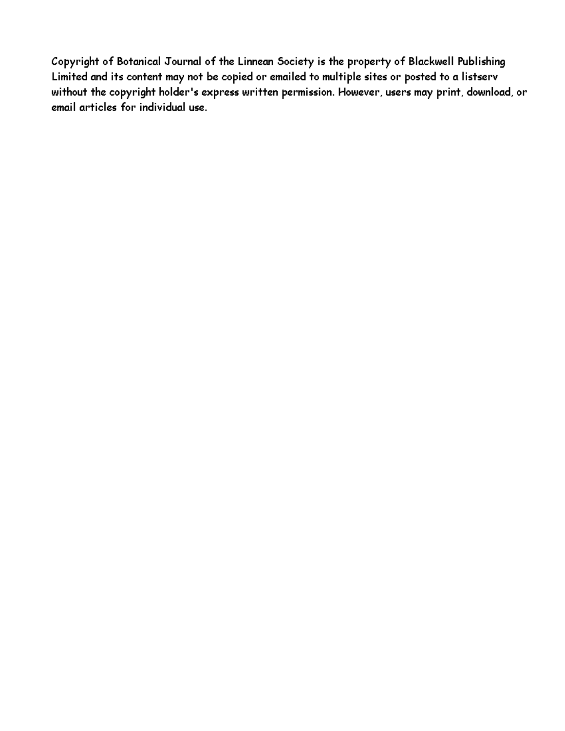Copyright of Botanical Journal of the Linnean Society is the property of Blackwell Publishing Limited and its content may not be copied or emailed to multiple sites or posted to a listserv without the copyright holder's express written permission. However, users may print, download, or email articles for individual use.